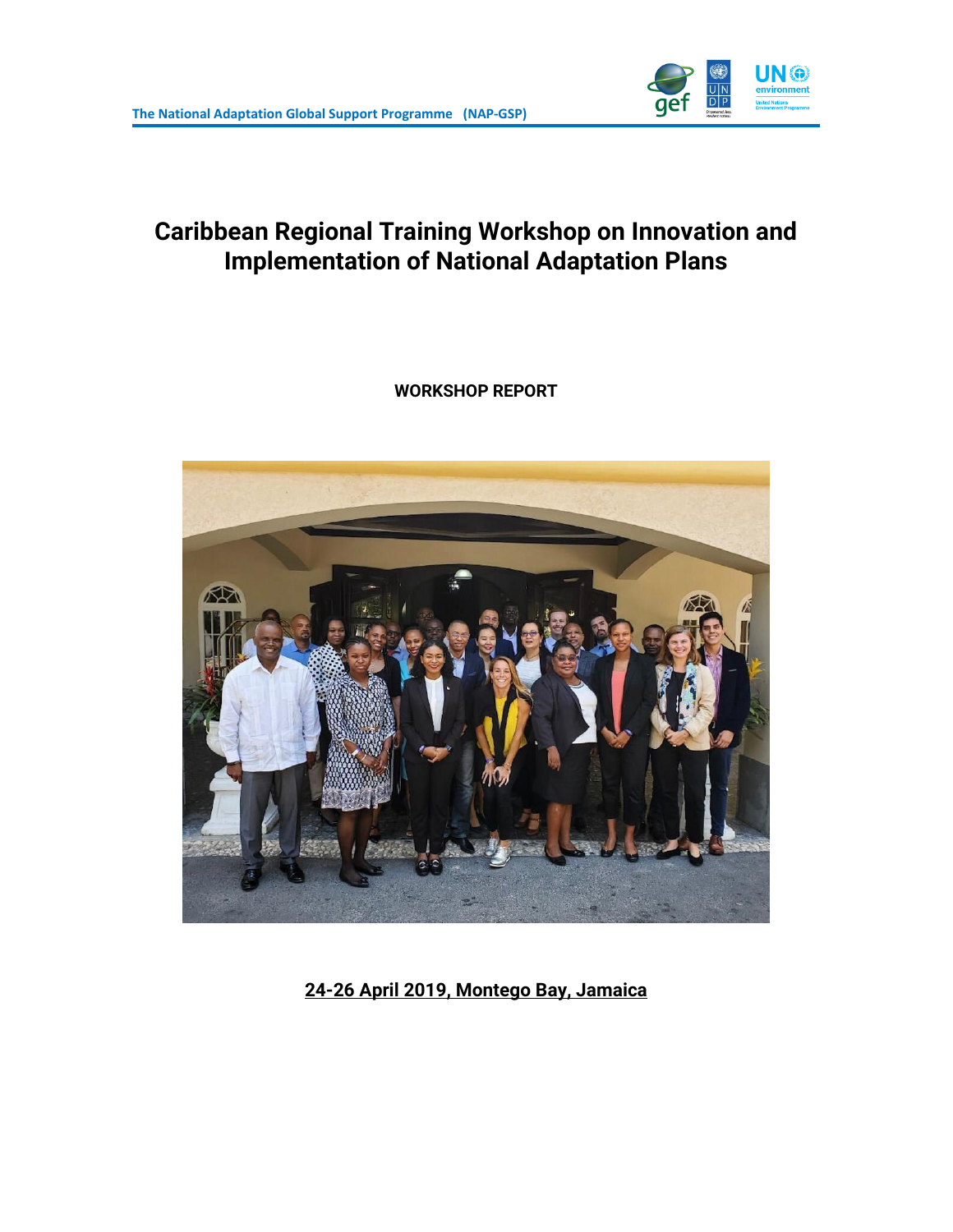The National Adaptation Global Support Programme (NAP-GSP)

# Caribbean Regional Training Workshop on Innovation and Implementation of National Adaptation Plans

**WORKSHOP REPORT**

**24-26 April 2019, Montego Bay, Jamaica**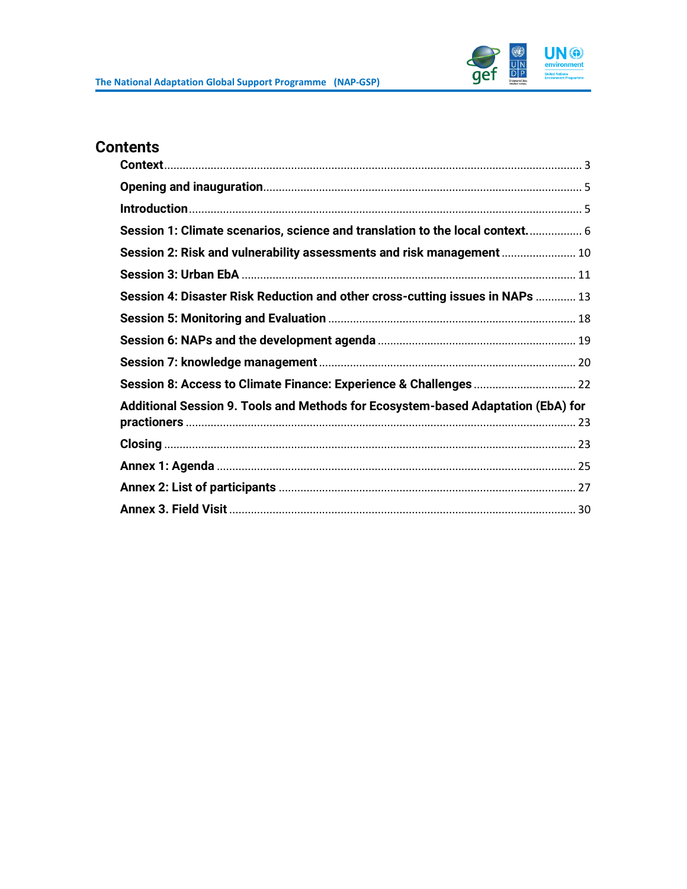# Contents

- **Context** ... 3
- **Opening and inauguration** ... 5
- **Introduction** ... 5
- **Session 1: Climate scenarios, science and translation to the local context.** ... 6
- **Session 2: Risk and vulnerability assessments and risk management** ... 10
- **Session 3: Urban EbA** ... 11
- **Session 4: Disaster Risk Reduction and other cross-cutting issues in NAPs** ... 13
- **Session 5: Monitoring and Evaluation** ... 18
- **Session 6: NAPs and the development agenda** ... 19
- **Session 7: knowledge management** ... 20
- **Session 8: Access to Climate Finance: Experience & Challenges** ... 22
- **Additional Session 9. Tools and Methods for Ecosystem-based Adaptation (EbA) for practioners** ... 23
- **Closing** ... 23
- **Annex 1: Agenda** ... 25
- **Annex 2: List of participants** ... 27
- **Annex 3. Field Visit** ... 30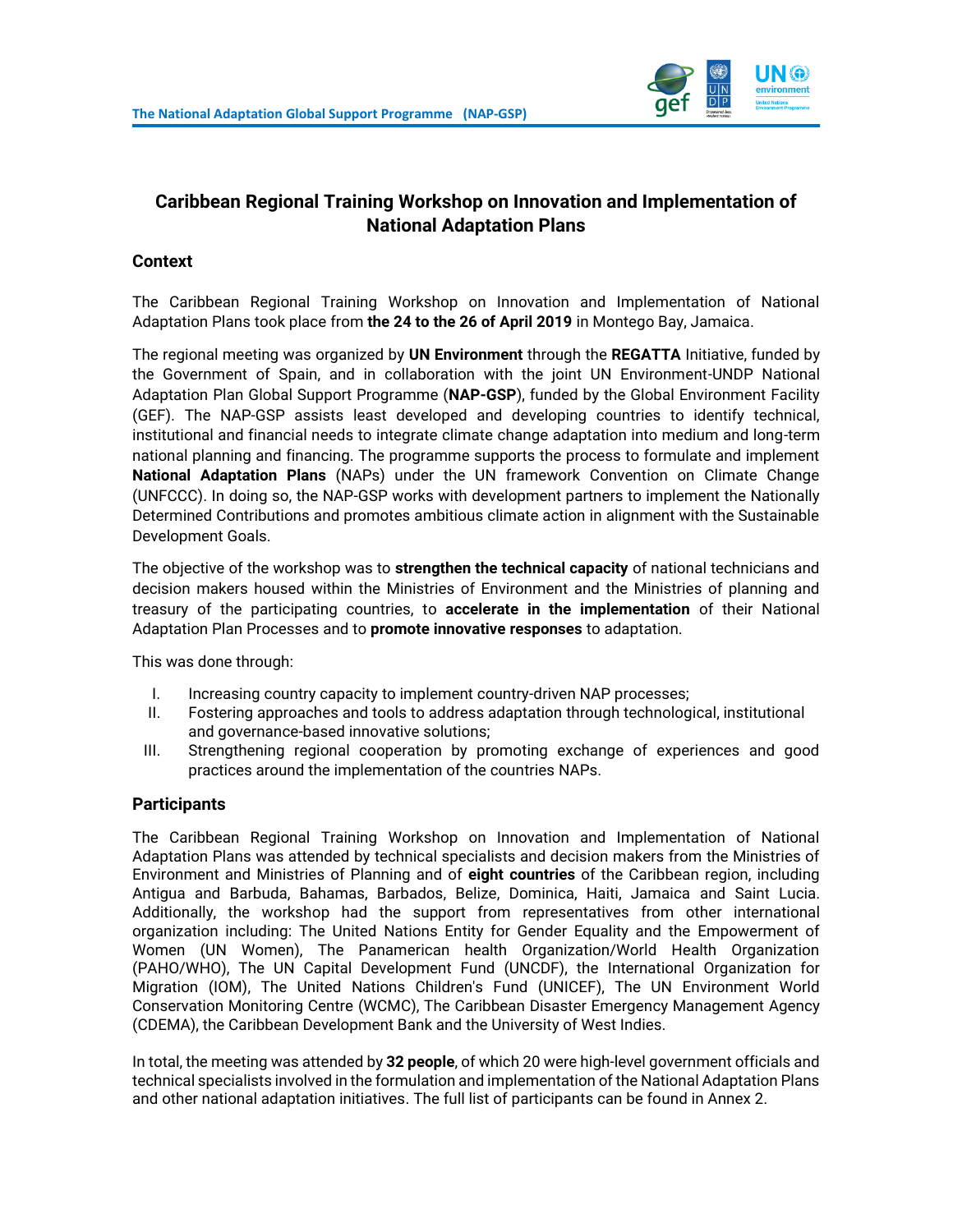## Caribbean Regional Training Workshop on Innovation and Implementation of National Adaptation Plans

### Context

The Caribbean Regional Training Workshop on Innovation and Implementation of National Adaptation Plans took place from **the 24 to the 26 of April 2019** in Montego Bay, Jamaica.

The regional meeting was organized by **UN Environment** through the **REGATTA** Initiative, funded by the Government of Spain, and in collaboration with the joint UN Environment-UNDP National Adaptation Plan Global Support Programme (**NAP-GSP**), funded by the Global Environment Facility (GEF). The NAP-GSP assists least developed and developing countries to identify technical, institutional and financial needs to integrate climate change adaptation into medium and long-term national planning and financing. The programme supports the process to formulate and implement **National Adaptation Plans** (NAPs) under the UN framework Convention on Climate Change (UNFCCC). In doing so, the NAP-GSP works with development partners to implement the Nationally Determined Contributions and promotes ambitious climate action in alignment with the Sustainable Development Goals.

The objective of the workshop was to **strengthen the technical capacity** of national technicians and decision makers housed within the Ministries of Environment and the Ministries of planning and treasury of the participating countries, to **accelerate in the implementation** of their National Adaptation Plan Processes and to **promote innovative responses** to adaptation.

This was done through:

I. Increasing country capacity to implement country-driven NAP processes;
II. Fostering approaches and tools to address adaptation through technological, institutional and governance-based innovative solutions;
III. Strengthening regional cooperation by promoting exchange of experiences and good practices around the implementation of the countries NAPs.

### Participants

The Caribbean Regional Training Workshop on Innovation and Implementation of National Adaptation Plans was attended by technical specialists and decision makers from the Ministries of Environment and Ministries of Planning and of **eight countries** of the Caribbean region, including Antigua and Barbuda, Bahamas, Barbados, Belize, Dominica, Haiti, Jamaica and Saint Lucia. Additionally, the workshop had the support from representatives from other international organization including: The United Nations Entity for Gender Equality and the Empowerment of Women (UN Women), The Panamerican health Organization/World Health Organization (PAHO/WHO), The UN Capital Development Fund (UNCDF), the International Organization for Migration (IOM), The United Nations Children's Fund (UNICEF), The UN Environment World Conservation Monitoring Centre (WCMC), The Caribbean Disaster Emergency Management Agency (CDEMA), the Caribbean Development Bank and the University of West Indies.

In total, the meeting was attended by **32 people**, of which 20 were high-level government officials and technical specialists involved in the formulation and implementation of the National Adaptation Plans and other national adaptation initiatives. The full list of participants can be found in Annex 2.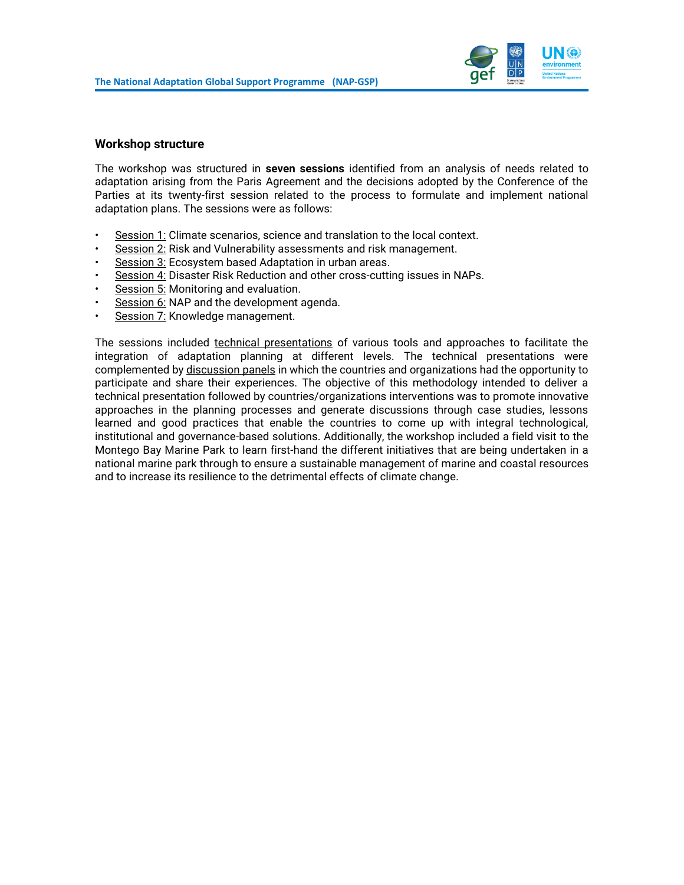## Workshop structure

The workshop was structured in **seven sessions** identified from an analysis of needs related to adaptation arising from the Paris Agreement and the decisions adopted by the Conference of the Parties at its twenty-first session related to the process to formulate and implement national adaptation plans. The sessions were as follows:

- Session 1: Climate scenarios, science and translation to the local context.
- Session 2: Risk and Vulnerability assessments and risk management.
- Session 3: Ecosystem based Adaptation in urban areas.
- Session 4: Disaster Risk Reduction and other cross-cutting issues in NAPs.
- Session 5: Monitoring and evaluation.
- Session 6: NAP and the development agenda.
- Session 7: Knowledge management.

The sessions included technical presentations of various tools and approaches to facilitate the integration of adaptation planning at different levels. The technical presentations were complemented by discussion panels in which the countries and organizations had the opportunity to participate and share their experiences. The objective of this methodology intended to deliver a technical presentation followed by countries/organizations interventions was to promote innovative approaches in the planning processes and generate discussions through case studies, lessons learned and good practices that enable the countries to come up with integral technological, institutional and governance-based solutions. Additionally, the workshop included a field visit to the Montego Bay Marine Park to learn first-hand the different initiatives that are being undertaken in a national marine park through to ensure a sustainable management of marine and coastal resources and to increase its resilience to the detrimental effects of climate change.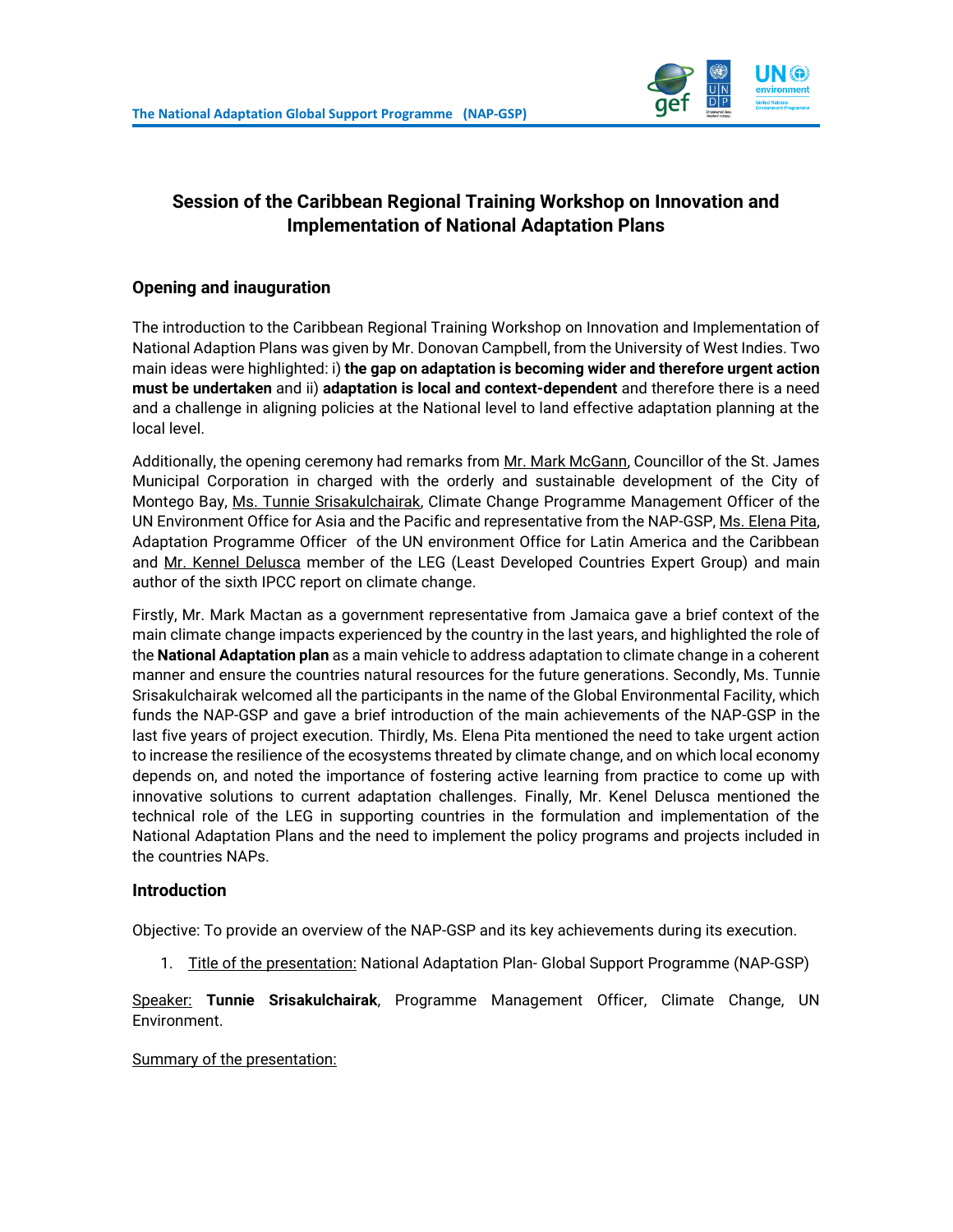# Session of the Caribbean Regional Training Workshop on Innovation and Implementation of National Adaptation Plans

## Opening and inauguration

The introduction to the Caribbean Regional Training Workshop on Innovation and Implementation of National Adaption Plans was given by Mr. Donovan Campbell, from the University of West Indies. Two main ideas were highlighted: i) **the gap on adaptation is becoming wider and therefore urgent action must be undertaken** and ii) **adaptation is local and context-dependent** and therefore there is a need and a challenge in aligning policies at the National level to land effective adaptation planning at the local level.

Additionally, the opening ceremony had remarks from <u>Mr. Mark McGann</u>, Councillor of the St. James Municipal Corporation in charged with the orderly and sustainable development of the City of Montego Bay, <u>Ms. Tunnie Srisakulchairak</u>, Climate Change Programme Management Officer of the UN Environment Office for Asia and the Pacific and representative from the NAP-GSP, <u>Ms. Elena Pita</u>, Adaptation Programme Officer of the UN environment Office for Latin America and the Caribbean and <u>Mr. Kennel Delusca</u> member of the LEG (Least Developed Countries Expert Group) and main author of the sixth IPCC report on climate change.

Firstly, Mr. Mark Mactan as a government representative from Jamaica gave a brief context of the main climate change impacts experienced by the country in the last years, and highlighted the role of the **National Adaptation plan** as a main vehicle to address adaptation to climate change in a coherent manner and ensure the countries natural resources for the future generations. Secondly, Ms. Tunnie Srisakulchairak welcomed all the participants in the name of the Global Environmental Facility, which funds the NAP-GSP and gave a brief introduction of the main achievements of the NAP-GSP in the last five years of project execution. Thirdly, Ms. Elena Pita mentioned the need to take urgent action to increase the resilience of the ecosystems threated by climate change, and on which local economy depends on, and noted the importance of fostering active learning from practice to come up with innovative solutions to current adaptation challenges. Finally, Mr. Kenel Delusca mentioned the technical role of the LEG in supporting countries in the formulation and implementation of the National Adaptation Plans and the need to implement the policy programs and projects included in the countries NAPs.

## Introduction

Objective: To provide an overview of the NAP-GSP and its key achievements during its execution.

1. <u>Title of the presentation:</u> National Adaptation Plan- Global Support Programme (NAP-GSP)

<u>Speaker:</u> **Tunnie Srisakulchairak**, Programme Management Officer, Climate Change, UN Environment.

<u>Summary of the presentation:</u>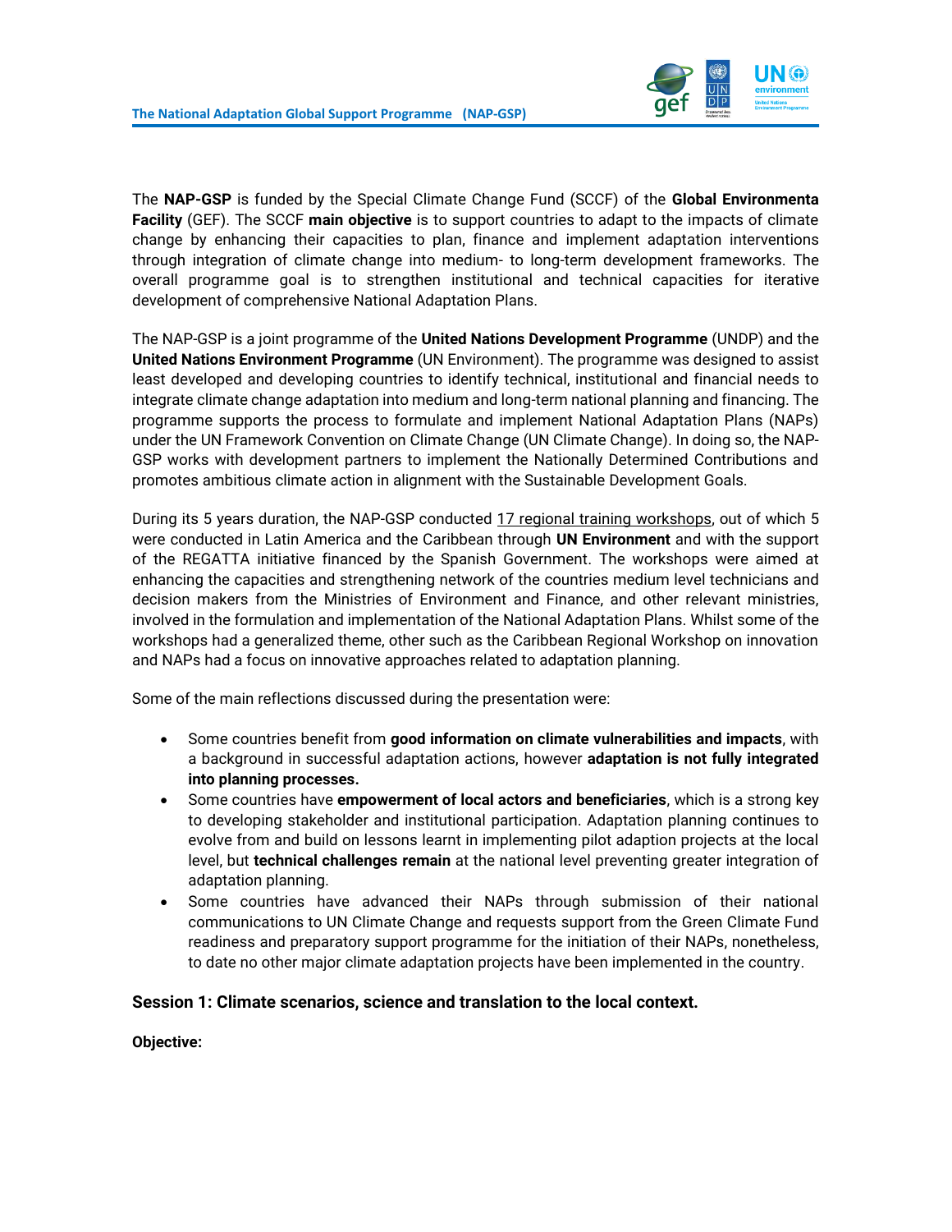The **NAP-GSP** is funded by the Special Climate Change Fund (SCCF) of the **Global Environmenta Facility** (GEF). The SCCF **main objective** is to support countries to adapt to the impacts of climate change by enhancing their capacities to plan, finance and implement adaptation interventions through integration of climate change into medium- to long-term development frameworks. The overall programme goal is to strengthen institutional and technical capacities for iterative development of comprehensive National Adaptation Plans.

The NAP-GSP is a joint programme of the **United Nations Development Programme** (UNDP) and the **United Nations Environment Programme** (UN Environment). The programme was designed to assist least developed and developing countries to identify technical, institutional and financial needs to integrate climate change adaptation into medium and long-term national planning and financing. The programme supports the process to formulate and implement National Adaptation Plans (NAPs) under the UN Framework Convention on Climate Change (UN Climate Change). In doing so, the NAP-GSP works with development partners to implement the Nationally Determined Contributions and promotes ambitious climate action in alignment with the Sustainable Development Goals.

During its 5 years duration, the NAP-GSP conducted 17 regional training workshops, out of which 5 were conducted in Latin America and the Caribbean through **UN Environment** and with the support of the REGATTA initiative financed by the Spanish Government. The workshops were aimed at enhancing the capacities and strengthening network of the countries medium level technicians and decision makers from the Ministries of Environment and Finance, and other relevant ministries, involved in the formulation and implementation of the National Adaptation Plans. Whilst some of the workshops had a generalized theme, other such as the Caribbean Regional Workshop on innovation and NAPs had a focus on innovative approaches related to adaptation planning.

Some of the main reflections discussed during the presentation were:

- Some countries benefit from **good information on climate vulnerabilities and impacts**, with a background in successful adaptation actions, however **adaptation is not fully integrated into planning processes.**
- Some countries have **empowerment of local actors and beneficiaries**, which is a strong key to developing stakeholder and institutional participation. Adaptation planning continues to evolve from and build on lessons learnt in implementing pilot adaption projects at the local level, but **technical challenges remain** at the national level preventing greater integration of adaptation planning.
- Some countries have advanced their NAPs through submission of their national communications to UN Climate Change and requests support from the Green Climate Fund readiness and preparatory support programme for the initiation of their NAPs, nonetheless, to date no other major climate adaptation projects have been implemented in the country.

### Session 1: Climate scenarios, science and translation to the local context.

**Objective:**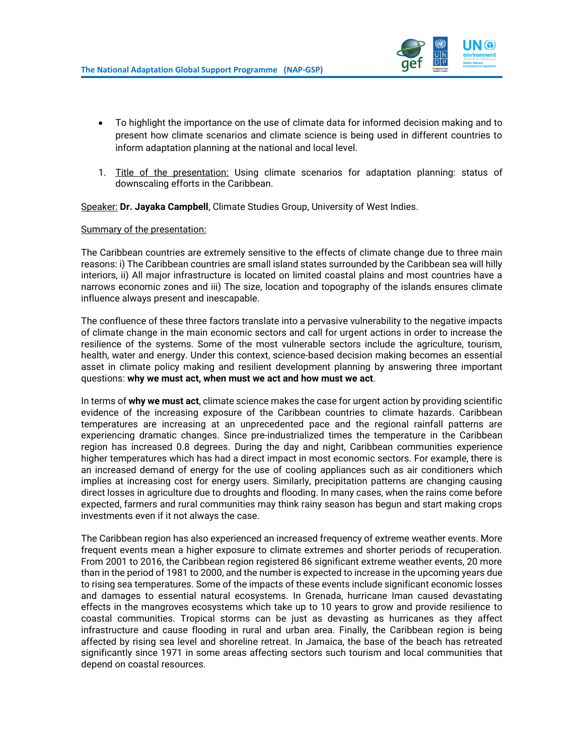- To highlight the importance on the use of climate data for informed decision making and to present how climate scenarios and climate science is being used in different countries to inform adaptation planning at the national and local level.

1. Title of the presentation: Using climate scenarios for adaptation planning: status of downscaling efforts in the Caribbean.

Speaker: **Dr. Jayaka Campbell**, Climate Studies Group, University of West Indies.

Summary of the presentation:

The Caribbean countries are extremely sensitive to the effects of climate change due to three main reasons: i) The Caribbean countries are small island states surrounded by the Caribbean sea will hilly interiors, ii) All major infrastructure is located on limited coastal plains and most countries have a narrows economic zones and iii) The size, location and topography of the islands ensures climate influence always present and inescapable.

The confluence of these three factors translate into a pervasive vulnerability to the negative impacts of climate change in the main economic sectors and call for urgent actions in order to increase the resilience of the systems. Some of the most vulnerable sectors include the agriculture, tourism, health, water and energy. Under this context, science-based decision making becomes an essential asset in climate policy making and resilient development planning by answering three important questions: **why we must act, when must we act and how must we act**.

In terms of **why we must act**, climate science makes the case for urgent action by providing scientific evidence of the increasing exposure of the Caribbean countries to climate hazards. Caribbean temperatures are increasing at an unprecedented pace and the regional rainfall patterns are experiencing dramatic changes. Since pre-industrialized times the temperature in the Caribbean region has increased 0.8 degrees. During the day and night, Caribbean communities experience higher temperatures which has had a direct impact in most economic sectors. For example, there is an increased demand of energy for the use of cooling appliances such as air conditioners which implies at increasing cost for energy users. Similarly, precipitation patterns are changing causing direct losses in agriculture due to droughts and flooding. In many cases, when the rains come before expected, farmers and rural communities may think rainy season has begun and start making crops investments even if it not always the case.

The Caribbean region has also experienced an increased frequency of extreme weather events. More frequent events mean a higher exposure to climate extremes and shorter periods of recuperation. From 2001 to 2016, the Caribbean region registered 86 significant extreme weather events, 20 more than in the period of 1981 to 2000, and the number is expected to increase in the upcoming years due to rising sea temperatures. Some of the impacts of these events include significant economic losses and damages to essential natural ecosystems. In Grenada, hurricane Iman caused devastating effects in the mangroves ecosystems which take up to 10 years to grow and provide resilience to coastal communities. Tropical storms can be just as devasting as hurricanes as they affect infrastructure and cause flooding in rural and urban area. Finally, the Caribbean region is being affected by rising sea level and shoreline retreat. In Jamaica, the base of the beach has retreated significantly since 1971 in some areas affecting sectors such tourism and local communities that depend on coastal resources.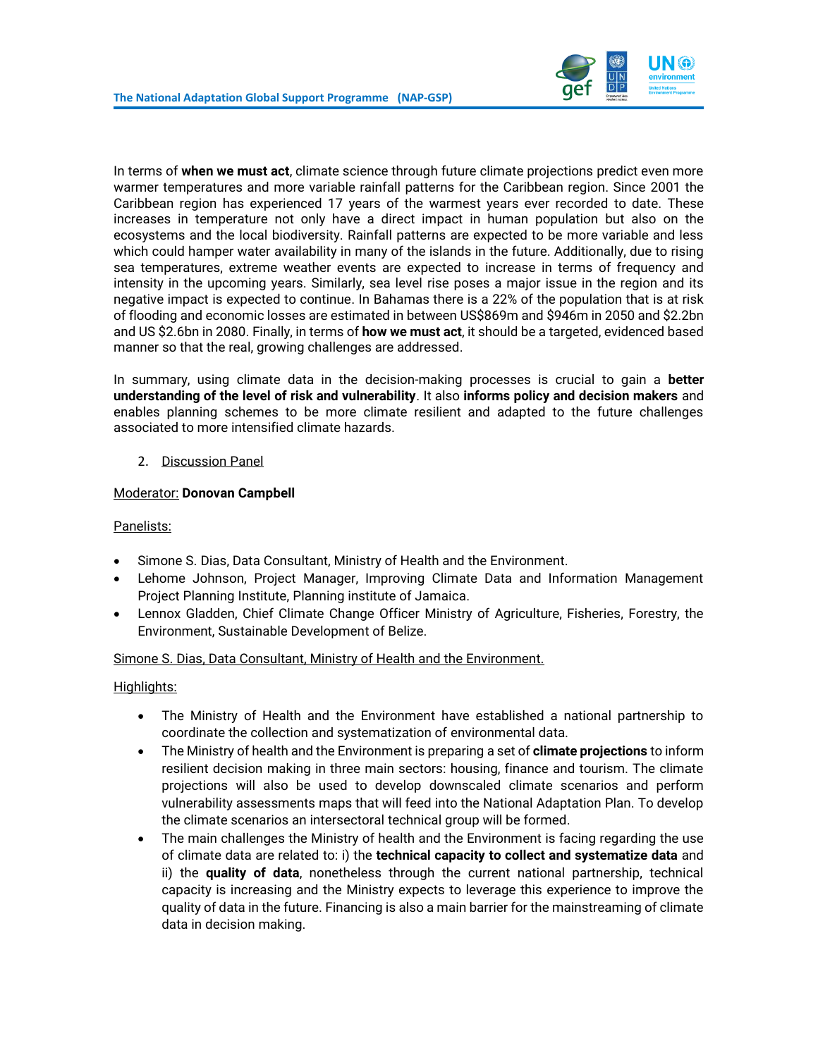In terms of **when we must act**, climate science through future climate projections predict even more warmer temperatures and more variable rainfall patterns for the Caribbean region. Since 2001 the Caribbean region has experienced 17 years of the warmest years ever recorded to date. These increases in temperature not only have a direct impact in human population but also on the ecosystems and the local biodiversity. Rainfall patterns are expected to be more variable and less which could hamper water availability in many of the islands in the future. Additionally, due to rising sea temperatures, extreme weather events are expected to increase in terms of frequency and intensity in the upcoming years. Similarly, sea level rise poses a major issue in the region and its negative impact is expected to continue. In Bahamas there is a 22% of the population that is at risk of flooding and economic losses are estimated in between US$869m and $946m in 2050 and $2.2bn and US $2.6bn in 2080. Finally, in terms of **how we must act**, it should be a targeted, evidenced based manner so that the real, growing challenges are addressed.

In summary, using climate data in the decision-making processes is crucial to gain a **better understanding of the level of risk and vulnerability**. It also **informs policy and decision makers** and enables planning schemes to be more climate resilient and adapted to the future challenges associated to more intensified climate hazards.

2. Discussion Panel

Moderator: **Donovan Campbell**

Panelists:

- Simone S. Dias, Data Consultant, Ministry of Health and the Environment.
- Lehome Johnson, Project Manager, Improving Climate Data and Information Management Project Planning Institute, Planning institute of Jamaica.
- Lennox Gladden, Chief Climate Change Officer Ministry of Agriculture, Fisheries, Forestry, the Environment, Sustainable Development of Belize.

Simone S. Dias, Data Consultant, Ministry of Health and the Environment.

Highlights:

- The Ministry of Health and the Environment have established a national partnership to coordinate the collection and systematization of environmental data.
- The Ministry of health and the Environment is preparing a set of **climate projections** to inform resilient decision making in three main sectors: housing, finance and tourism. The climate projections will also be used to develop downscaled climate scenarios and perform vulnerability assessments maps that will feed into the National Adaptation Plan. To develop the climate scenarios an intersectoral technical group will be formed.
- The main challenges the Ministry of health and the Environment is facing regarding the use of climate data are related to: i) the **technical capacity to collect and systematize data** and ii) the **quality of data**, nonetheless through the current national partnership, technical capacity is increasing and the Ministry expects to leverage this experience to improve the quality of data in the future. Financing is also a main barrier for the mainstreaming of climate data in decision making.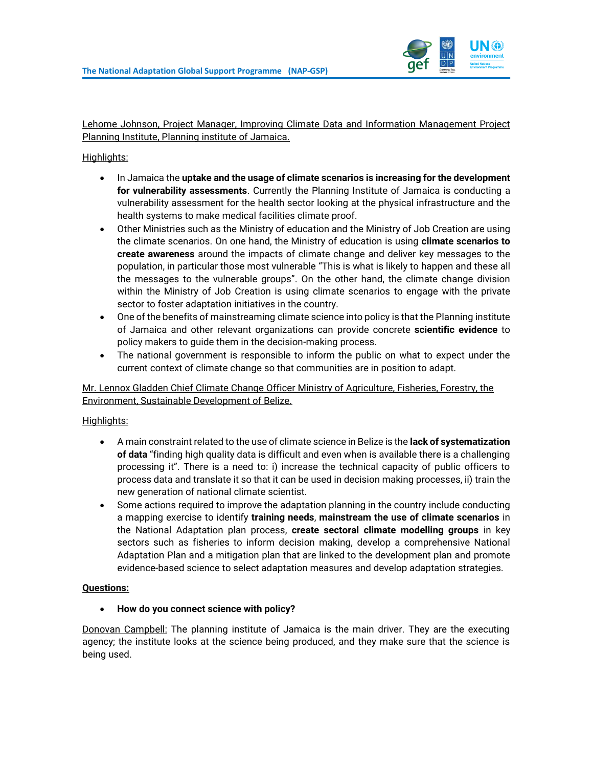Lehome Johnson, Project Manager, Improving Climate Data and Information Management Project Planning Institute, Planning institute of Jamaica.

Highlights:

- In Jamaica the **uptake and the usage of climate scenarios is increasing for the development for vulnerability assessments**. Currently the Planning Institute of Jamaica is conducting a vulnerability assessment for the health sector looking at the physical infrastructure and the health systems to make medical facilities climate proof.
- Other Ministries such as the Ministry of education and the Ministry of Job Creation are using the climate scenarios. On one hand, the Ministry of education is using **climate scenarios to create awareness** around the impacts of climate change and deliver key messages to the population, in particular those most vulnerable "This is what is likely to happen and these all the messages to the vulnerable groups". On the other hand, the climate change division within the Ministry of Job Creation is using climate scenarios to engage with the private sector to foster adaptation initiatives in the country.
- One of the benefits of mainstreaming climate science into policy is that the Planning institute of Jamaica and other relevant organizations can provide concrete **scientific evidence** to policy makers to guide them in the decision-making process.
- The national government is responsible to inform the public on what to expect under the current context of climate change so that communities are in position to adapt.

Mr. Lennox Gladden Chief Climate Change Officer Ministry of Agriculture, Fisheries, Forestry, the Environment, Sustainable Development of Belize.

Highlights:

- A main constraint related to the use of climate science in Belize is the **lack of systematization of data** "finding high quality data is difficult and even when is available there is a challenging processing it". There is a need to: i) increase the technical capacity of public officers to process data and translate it so that it can be used in decision making processes, ii) train the new generation of national climate scientist.
- Some actions required to improve the adaptation planning in the country include conducting a mapping exercise to identify **training needs**, **mainstream the use of climate scenarios** in the National Adaptation plan process, **create sectoral climate modelling groups** in key sectors such as fisheries to inform decision making, develop a comprehensive National Adaptation Plan and a mitigation plan that are linked to the development plan and promote evidence-based science to select adaptation measures and develop adaptation strategies.

**Questions:**

- **How do you connect science with policy?**

Donovan Campbell: The planning institute of Jamaica is the main driver. They are the executing agency; the institute looks at the science being produced, and they make sure that the science is being used.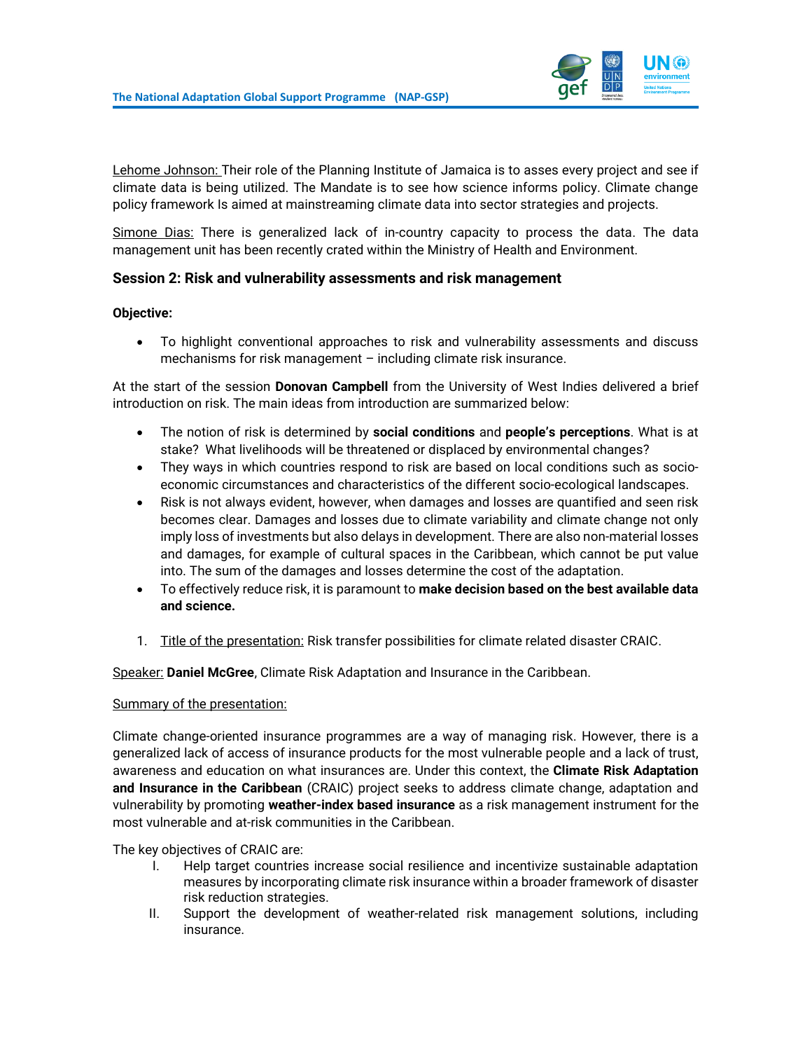Lehome Johnson: Their role of the Planning Institute of Jamaica is to asses every project and see if climate data is being utilized. The Mandate is to see how science informs policy. Climate change policy framework Is aimed at mainstreaming climate data into sector strategies and projects.

Simone Dias: There is generalized lack of in-country capacity to process the data. The data management unit has been recently crated within the Ministry of Health and Environment.

### Session 2: Risk and vulnerability assessments and risk management

**Objective:**

- To highlight conventional approaches to risk and vulnerability assessments and discuss mechanisms for risk management – including climate risk insurance.

At the start of the session **Donovan Campbell** from the University of West Indies delivered a brief introduction on risk. The main ideas from introduction are summarized below:

- The notion of risk is determined by **social conditions** and **people's perceptions**. What is at stake? What livelihoods will be threatened or displaced by environmental changes?
- They ways in which countries respond to risk are based on local conditions such as socio-economic circumstances and characteristics of the different socio-ecological landscapes.
- Risk is not always evident, however, when damages and losses are quantified and seen risk becomes clear. Damages and losses due to climate variability and climate change not only imply loss of investments but also delays in development. There are also non-material losses and damages, for example of cultural spaces in the Caribbean, which cannot be put value into. The sum of the damages and losses determine the cost of the adaptation.
- To effectively reduce risk, it is paramount to **make decision based on the best available data and science.**

1. Title of the presentation: Risk transfer possibilities for climate related disaster CRAIC.

Speaker: **Daniel McGree**, Climate Risk Adaptation and Insurance in the Caribbean.

Summary of the presentation:

Climate change-oriented insurance programmes are a way of managing risk. However, there is a generalized lack of access of insurance products for the most vulnerable people and a lack of trust, awareness and education on what insurances are. Under this context, the **Climate Risk Adaptation and Insurance in the Caribbean** (CRAIC) project seeks to address climate change, adaptation and vulnerability by promoting **weather-index based insurance** as a risk management instrument for the most vulnerable and at-risk communities in the Caribbean.

The key objectives of CRAIC are:

I. Help target countries increase social resilience and incentivize sustainable adaptation measures by incorporating climate risk insurance within a broader framework of disaster risk reduction strategies.
II. Support the development of weather-related risk management solutions, including insurance.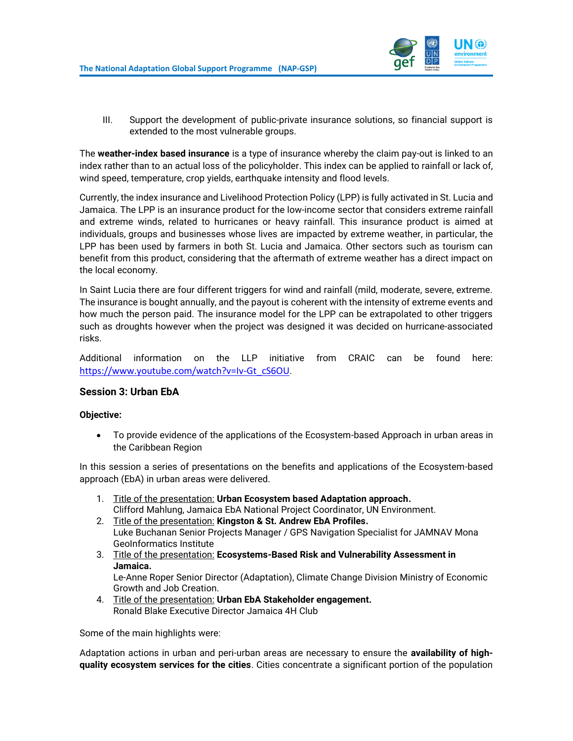III. Support the development of public-private insurance solutions, so financial support is extended to the most vulnerable groups.

The **weather-index based insurance** is a type of insurance whereby the claim pay-out is linked to an index rather than to an actual loss of the policyholder. This index can be applied to rainfall or lack of, wind speed, temperature, crop yields, earthquake intensity and flood levels.

Currently, the index insurance and Livelihood Protection Policy (LPP) is fully activated in St. Lucia and Jamaica. The LPP is an insurance product for the low-income sector that considers extreme rainfall and extreme winds, related to hurricanes or heavy rainfall. This insurance product is aimed at individuals, groups and businesses whose lives are impacted by extreme weather, in particular, the LPP has been used by farmers in both St. Lucia and Jamaica. Other sectors such as tourism can benefit from this product, considering that the aftermath of extreme weather has a direct impact on the local economy.

In Saint Lucia there are four different triggers for wind and rainfall (mild, moderate, severe, extreme. The insurance is bought annually, and the payout is coherent with the intensity of extreme events and how much the person paid. The insurance model for the LPP can be extrapolated to other triggers such as droughts however when the project was designed it was decided on hurricane-associated risks.

Additional information on the LLP initiative from CRAIC can be found here: https://www.youtube.com/watch?v=Iv-Gt_cS6OU.

### Session 3: Urban EbA

**Objective:**

- To provide evidence of the applications of the Ecosystem-based Approach in urban areas in the Caribbean Region

In this session a series of presentations on the benefits and applications of the Ecosystem-based approach (EbA) in urban areas were delivered.

1. Title of the presentation: **Urban Ecosystem based Adaptation approach.**
   Clifford Mahlung, Jamaica EbA National Project Coordinator, UN Environment.
2. Title of the presentation: **Kingston & St. Andrew EbA Profiles.**
   Luke Buchanan Senior Projects Manager / GPS Navigation Specialist for JAMNAV Mona GeoInformatics Institute
3. Title of the presentation: **Ecosystems-Based Risk and Vulnerability Assessment in Jamaica.**
   Le-Anne Roper Senior Director (Adaptation), Climate Change Division Ministry of Economic Growth and Job Creation.
4. Title of the presentation: **Urban EbA Stakeholder engagement.**
   Ronald Blake Executive Director Jamaica 4H Club

Some of the main highlights were:

Adaptation actions in urban and peri-urban areas are necessary to ensure the **availability of high-quality ecosystem services for the cities**. Cities concentrate a significant portion of the population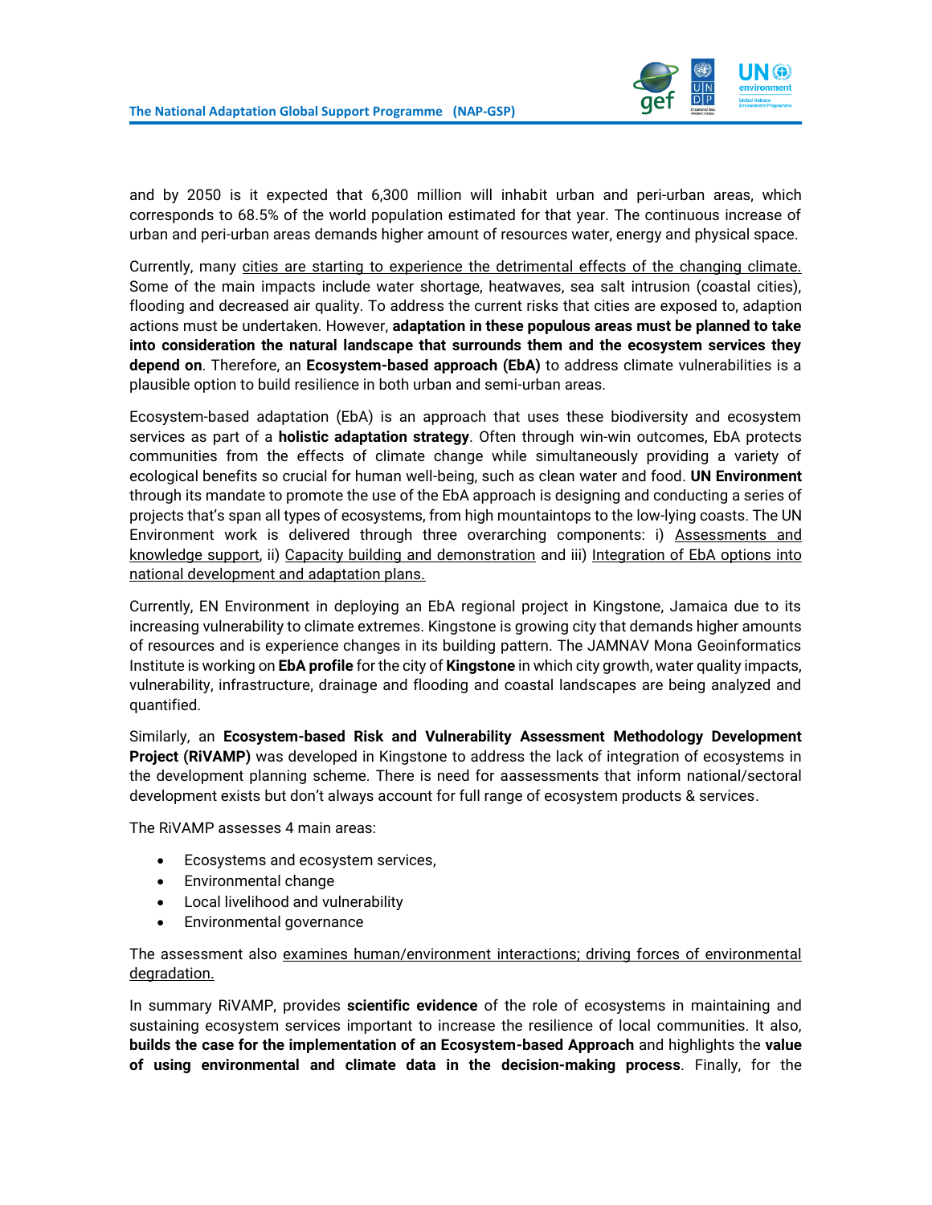and by 2050 is it expected that 6,300 million will inhabit urban and peri-urban areas, which corresponds to 68.5% of the world population estimated for that year. The continuous increase of urban and peri-urban areas demands higher amount of resources water, energy and physical space.

Currently, many cities are starting to experience the detrimental effects of the changing climate. Some of the main impacts include water shortage, heatwaves, sea salt intrusion (coastal cities), flooding and decreased air quality. To address the current risks that cities are exposed to, adaption actions must be undertaken. However, **adaptation in these populous areas must be planned to take into consideration the natural landscape that surrounds them and the ecosystem services they depend on**. Therefore, an **Ecosystem-based approach (EbA)** to address climate vulnerabilities is a plausible option to build resilience in both urban and semi-urban areas.

Ecosystem-based adaptation (EbA) is an approach that uses these biodiversity and ecosystem services as part of a **holistic adaptation strategy**. Often through win-win outcomes, EbA protects communities from the effects of climate change while simultaneously providing a variety of ecological benefits so crucial for human well-being, such as clean water and food. **UN Environment** through its mandate to promote the use of the EbA approach is designing and conducting a series of projects that's span all types of ecosystems, from high mountaintops to the low-lying coasts. The UN Environment work is delivered through three overarching components: i) Assessments and knowledge support, ii) Capacity building and demonstration and iii) Integration of EbA options into national development and adaptation plans.

Currently, EN Environment in deploying an EbA regional project in Kingstone, Jamaica due to its increasing vulnerability to climate extremes. Kingstone is growing city that demands higher amounts of resources and is experience changes in its building pattern. The JAMNAV Mona Geoinformatics Institute is working on **EbA profile** for the city of **Kingstone** in which city growth, water quality impacts, vulnerability, infrastructure, drainage and flooding and coastal landscapes are being analyzed and quantified.

Similarly, an **Ecosystem-based Risk and Vulnerability Assessment Methodology Development Project (RiVAMP)** was developed in Kingstone to address the lack of integration of ecosystems in the development planning scheme. There is need for aassessments that inform national/sectoral development exists but don't always account for full range of ecosystem products & services.

The RiVAMP assesses 4 main areas:

- Ecosystems and ecosystem services,
- Environmental change
- Local livelihood and vulnerability
- Environmental governance

The assessment also examines human/environment interactions; driving forces of environmental degradation.

In summary RiVAMP, provides **scientific evidence** of the role of ecosystems in maintaining and sustaining ecosystem services important to increase the resilience of local communities. It also, **builds the case for the implementation of an Ecosystem-based Approach** and highlights the **value of using environmental and climate data in the decision-making process**. Finally, for the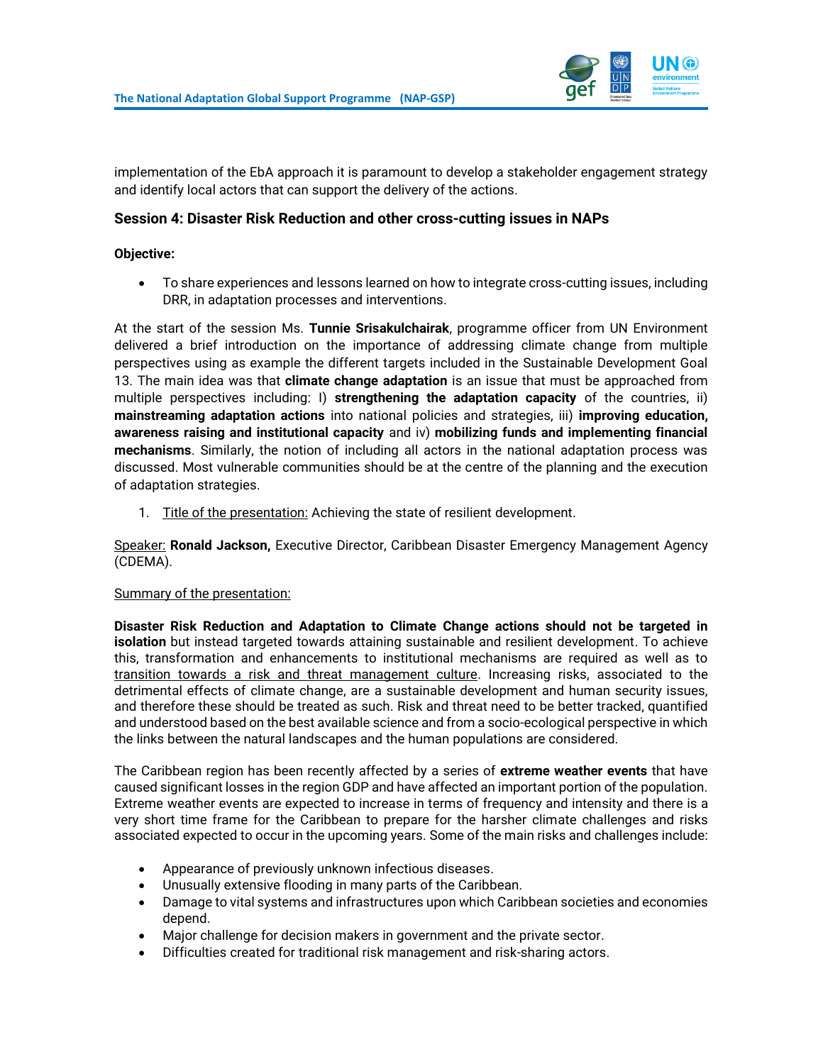implementation of the EbA approach it is paramount to develop a stakeholder engagement strategy and identify local actors that can support the delivery of the actions.

### Session 4: Disaster Risk Reduction and other cross-cutting issues in NAPs

**Objective:**

- To share experiences and lessons learned on how to integrate cross-cutting issues, including DRR, in adaptation processes and interventions.

At the start of the session Ms. **Tunnie Srisakulchairak**, programme officer from UN Environment delivered a brief introduction on the importance of addressing climate change from multiple perspectives using as example the different targets included in the Sustainable Development Goal 13. The main idea was that **climate change adaptation** is an issue that must be approached from multiple perspectives including: I) **strengthening the adaptation capacity** of the countries, ii) **mainstreaming adaptation actions** into national policies and strategies, iii) **improving education, awareness raising and institutional capacity** and iv) **mobilizing funds and implementing financial mechanisms**. Similarly, the notion of including all actors in the national adaptation process was discussed. Most vulnerable communities should be at the centre of the planning and the execution of adaptation strategies.

1. Title of the presentation: Achieving the state of resilient development.

Speaker: **Ronald Jackson,** Executive Director, Caribbean Disaster Emergency Management Agency (CDEMA).

Summary of the presentation:

**Disaster Risk Reduction and Adaptation to Climate Change actions should not be targeted in isolation** but instead targeted towards attaining sustainable and resilient development. To achieve this, transformation and enhancements to institutional mechanisms are required as well as to transition towards a risk and threat management culture. Increasing risks, associated to the detrimental effects of climate change, are a sustainable development and human security issues, and therefore these should be treated as such. Risk and threat need to be better tracked, quantified and understood based on the best available science and from a socio-ecological perspective in which the links between the natural landscapes and the human populations are considered.

The Caribbean region has been recently affected by a series of **extreme weather events** that have caused significant losses in the region GDP and have affected an important portion of the population. Extreme weather events are expected to increase in terms of frequency and intensity and there is a very short time frame for the Caribbean to prepare for the harsher climate challenges and risks associated expected to occur in the upcoming years. Some of the main risks and challenges include:

- Appearance of previously unknown infectious diseases.
- Unusually extensive flooding in many parts of the Caribbean.
- Damage to vital systems and infrastructures upon which Caribbean societies and economies depend.
- Major challenge for decision makers in government and the private sector.
- Difficulties created for traditional risk management and risk-sharing actors.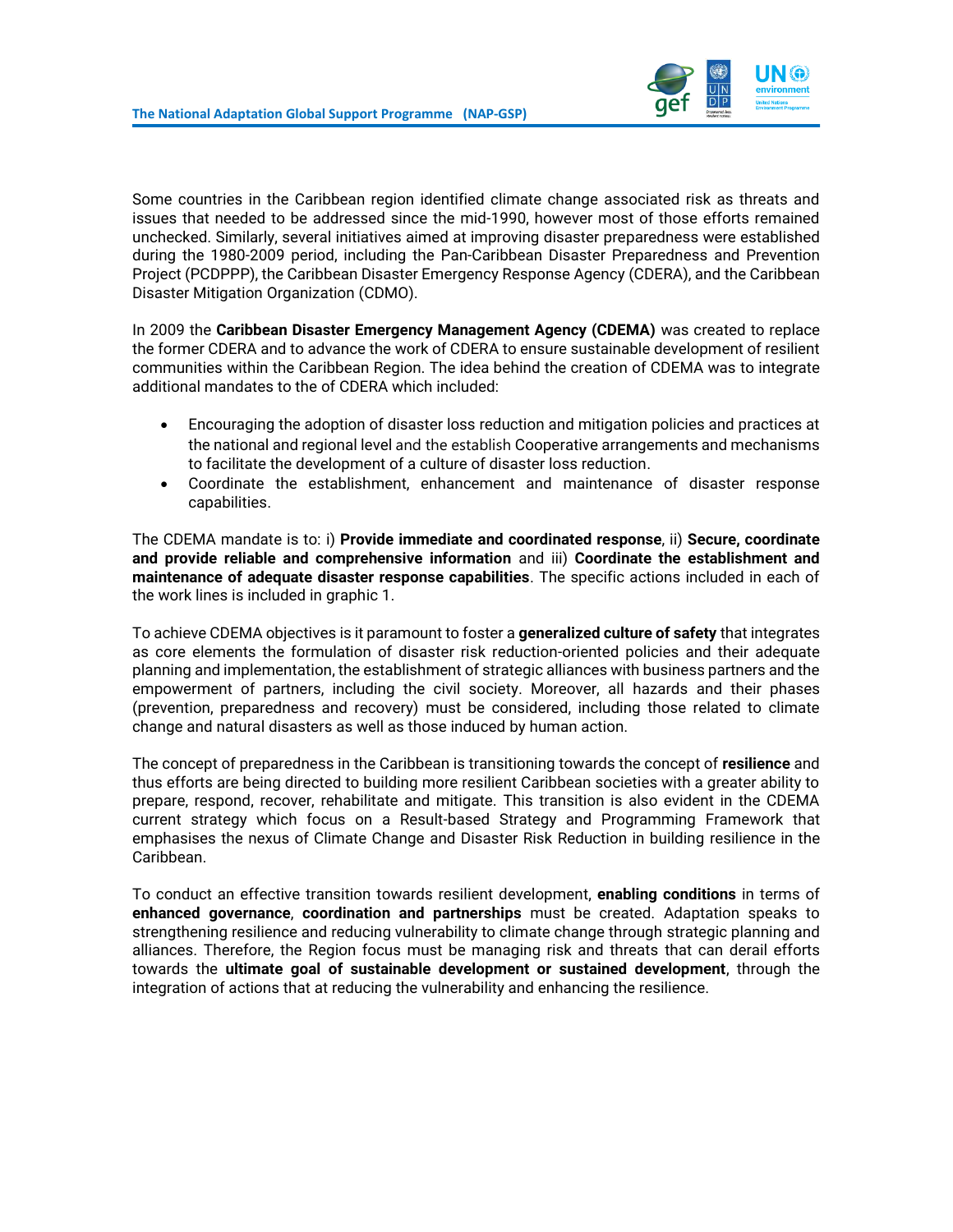Some countries in the Caribbean region identified climate change associated risk as threats and issues that needed to be addressed since the mid-1990, however most of those efforts remained unchecked. Similarly, several initiatives aimed at improving disaster preparedness were established during the 1980-2009 period, including the Pan-Caribbean Disaster Preparedness and Prevention Project (PCDPPP), the Caribbean Disaster Emergency Response Agency (CDERA), and the Caribbean Disaster Mitigation Organization (CDMO).

In 2009 the **Caribbean Disaster Emergency Management Agency (CDEMA)** was created to replace the former CDERA and to advance the work of CDERA to ensure sustainable development of resilient communities within the Caribbean Region. The idea behind the creation of CDEMA was to integrate additional mandates to the of CDERA which included:

- Encouraging the adoption of disaster loss reduction and mitigation policies and practices at the national and regional level and the establish Cooperative arrangements and mechanisms to facilitate the development of a culture of disaster loss reduction.
- Coordinate the establishment, enhancement and maintenance of disaster response capabilities.

The CDEMA mandate is to: i) **Provide immediate and coordinated response**, ii) **Secure, coordinate and provide reliable and comprehensive information** and iii) **Coordinate the establishment and maintenance of adequate disaster response capabilities**. The specific actions included in each of the work lines is included in graphic 1.

To achieve CDEMA objectives is it paramount to foster a **generalized culture of safety** that integrates as core elements the formulation of disaster risk reduction-oriented policies and their adequate planning and implementation, the establishment of strategic alliances with business partners and the empowerment of partners, including the civil society. Moreover, all hazards and their phases (prevention, preparedness and recovery) must be considered, including those related to climate change and natural disasters as well as those induced by human action.

The concept of preparedness in the Caribbean is transitioning towards the concept of **resilience** and thus efforts are being directed to building more resilient Caribbean societies with a greater ability to prepare, respond, recover, rehabilitate and mitigate. This transition is also evident in the CDEMA current strategy which focus on a Result-based Strategy and Programming Framework that emphasises the nexus of Climate Change and Disaster Risk Reduction in building resilience in the Caribbean.

To conduct an effective transition towards resilient development, **enabling conditions** in terms of **enhanced governance**, **coordination and partnerships** must be created. Adaptation speaks to strengthening resilience and reducing vulnerability to climate change through strategic planning and alliances. Therefore, the Region focus must be managing risk and threats that can derail efforts towards the **ultimate goal of sustainable development or sustained development**, through the integration of actions that at reducing the vulnerability and enhancing the resilience.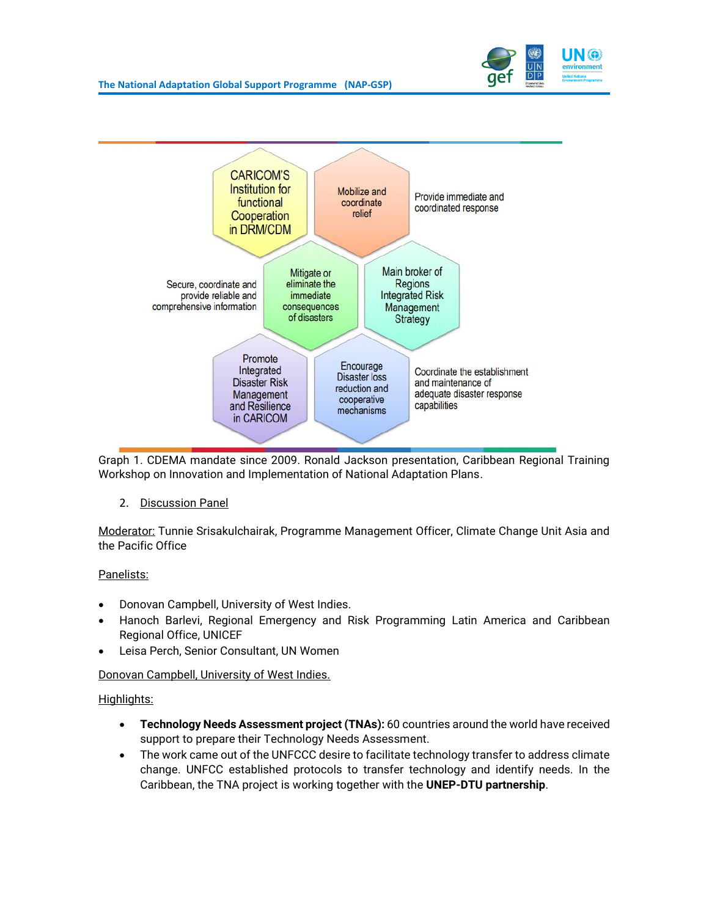CARICOM'S Institution for functional Cooperation in DRM/CDM

Mobilize and coordinate relief

Provide immediate and coordinated response

Secure, coordinate and provide reliable and comprehensive information

Mitigate or eliminate the immediate consequences of disasters

Main broker of Regions Integrated Risk Management Strategy

Promote Integrated Disaster Risk Management and Resilience in CARICOM

Encourage Disaster loss reduction and cooperative mechanisms

Coordinate the establishment and maintenance of adequate disaster response capabilities

Graph 1. CDEMA mandate since 2009. Ronald Jackson presentation, Caribbean Regional Training Workshop on Innovation and Implementation of National Adaptation Plans.

2. Discussion Panel

Moderator: Tunnie Srisakulchairak, Programme Management Officer, Climate Change Unit Asia and the Pacific Office

Panelists:

- Donovan Campbell, University of West Indies.
- Hanoch Barlevi, Regional Emergency and Risk Programming Latin America and Caribbean Regional Office, UNICEF
- Leisa Perch, Senior Consultant, UN Women

Donovan Campbell, University of West Indies.

Highlights:

- **Technology Needs Assessment project (TNAs):** 60 countries around the world have received support to prepare their Technology Needs Assessment.
- The work came out of the UNFCCC desire to facilitate technology transfer to address climate change. UNFCC established protocols to transfer technology and identify needs. In the Caribbean, the TNA project is working together with the **UNEP-DTU partnership**.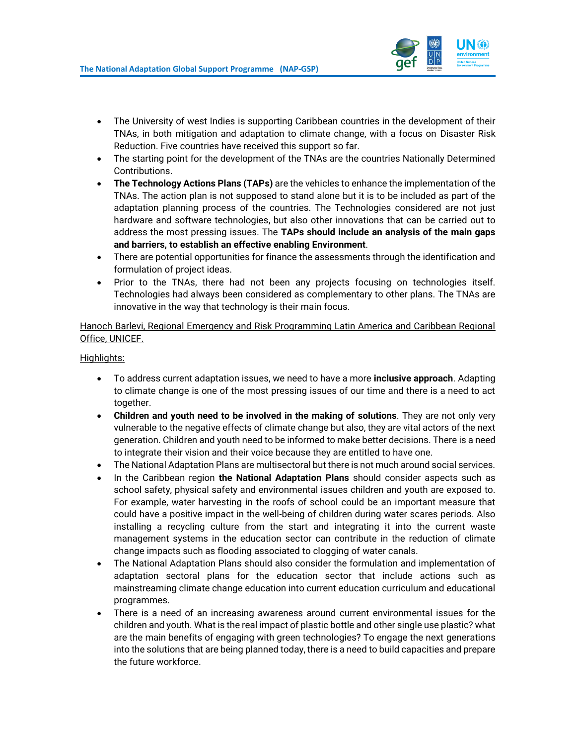- The University of west Indies is supporting Caribbean countries in the development of their TNAs, in both mitigation and adaptation to climate change, with a focus on Disaster Risk Reduction. Five countries have received this support so far.
- The starting point for the development of the TNAs are the countries Nationally Determined Contributions.
- **The Technology Actions Plans (TAPs)** are the vehicles to enhance the implementation of the TNAs. The action plan is not supposed to stand alone but it is to be included as part of the adaptation planning process of the countries. The Technologies considered are not just hardware and software technologies, but also other innovations that can be carried out to address the most pressing issues. The **TAPs should include an analysis of the main gaps and barriers, to establish an effective enabling Environment**.
- There are potential opportunities for finance the assessments through the identification and formulation of project ideas.
- Prior to the TNAs, there had not been any projects focusing on technologies itself. Technologies had always been considered as complementary to other plans. The TNAs are innovative in the way that technology is their main focus.

<u>Hanoch Barlevi, Regional Emergency and Risk Programming Latin America and Caribbean Regional Office, UNICEF.</u>

<u>Highlights:</u>

- To address current adaptation issues, we need to have a more **inclusive approach**. Adapting to climate change is one of the most pressing issues of our time and there is a need to act together.
- **Children and youth need to be involved in the making of solutions**. They are not only very vulnerable to the negative effects of climate change but also, they are vital actors of the next generation. Children and youth need to be informed to make better decisions. There is a need to integrate their vision and their voice because they are entitled to have one.
- The National Adaptation Plans are multisectoral but there is not much around social services.
- In the Caribbean region **the National Adaptation Plans** should consider aspects such as school safety, physical safety and environmental issues children and youth are exposed to. For example, water harvesting in the roofs of school could be an important measure that could have a positive impact in the well-being of children during water scares periods. Also installing a recycling culture from the start and integrating it into the current waste management systems in the education sector can contribute in the reduction of climate change impacts such as flooding associated to clogging of water canals.
- The National Adaptation Plans should also consider the formulation and implementation of adaptation sectoral plans for the education sector that include actions such as mainstreaming climate change education into current education curriculum and educational programmes.
- There is a need of an increasing awareness around current environmental issues for the children and youth. What is the real impact of plastic bottle and other single use plastic? what are the main benefits of engaging with green technologies? To engage the next generations into the solutions that are being planned today, there is a need to build capacities and prepare the future workforce.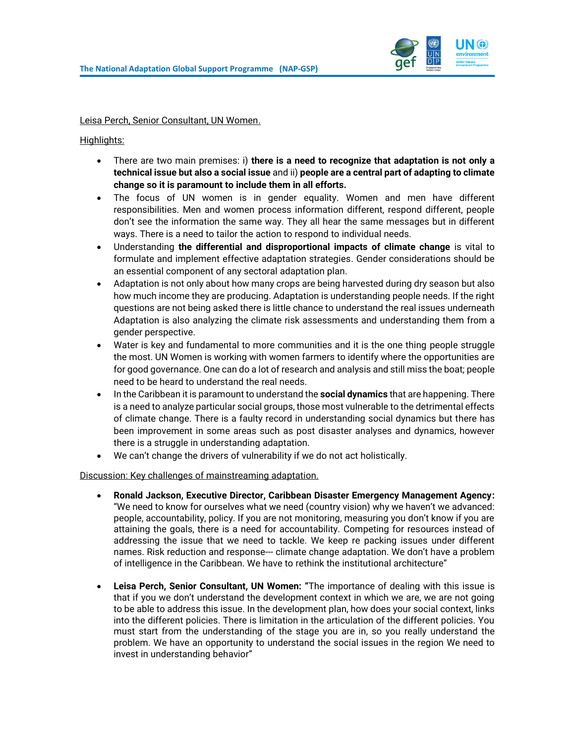Leisa Perch, Senior Consultant, UN Women.

Highlights:

- There are two main premises: i) **there is a need to recognize that adaptation is not only a technical issue but also a social issue** and ii) **people are a central part of adapting to climate change so it is paramount to include them in all efforts.**
- The focus of UN women is in gender equality. Women and men have different responsibilities. Men and women process information different, respond different, people don't see the information the same way. They all hear the same messages but in different ways. There is a need to tailor the action to respond to individual needs.
- Understanding **the differential and disproportional impacts of climate change** is vital to formulate and implement effective adaptation strategies. Gender considerations should be an essential component of any sectoral adaptation plan.
- Adaptation is not only about how many crops are being harvested during dry season but also how much income they are producing. Adaptation is understanding people needs. If the right questions are not being asked there is little chance to understand the real issues underneath Adaptation is also analyzing the climate risk assessments and understanding them from a gender perspective.
- Water is key and fundamental to more communities and it is the one thing people struggle the most. UN Women is working with women farmers to identify where the opportunities are for good governance. One can do a lot of research and analysis and still miss the boat; people need to be heard to understand the real needs.
- In the Caribbean it is paramount to understand the **social dynamics** that are happening. There is a need to analyze particular social groups, those most vulnerable to the detrimental effects of climate change. There is a faulty record in understanding social dynamics but there has been improvement in some areas such as post disaster analyses and dynamics, however there is a struggle in understanding adaptation.
- We can't change the drivers of vulnerability if we do not act holistically.

Discussion: Key challenges of mainstreaming adaptation.

- **Ronald Jackson, Executive Director, Caribbean Disaster Emergency Management Agency:** "We need to know for ourselves what we need (country vision) why we haven't we advanced: people, accountability, policy. If you are not monitoring, measuring you don't know if you are attaining the goals, there is a need for accountability. Competing for resources instead of addressing the issue that we need to tackle. We keep re packing issues under different names. Risk reduction and response--- climate change adaptation. We don't have a problem of intelligence in the Caribbean. We have to rethink the institutional architecture"

- **Leisa Perch, Senior Consultant, UN Women: "**The importance of dealing with this issue is that if you we don't understand the development context in which we are, we are not going to be able to address this issue. In the development plan, how does your social context, links into the different policies. There is limitation in the articulation of the different policies. You must start from the understanding of the stage you are in, so you really understand the problem. We have an opportunity to understand the social issues in the region We need to invest in understanding behavior"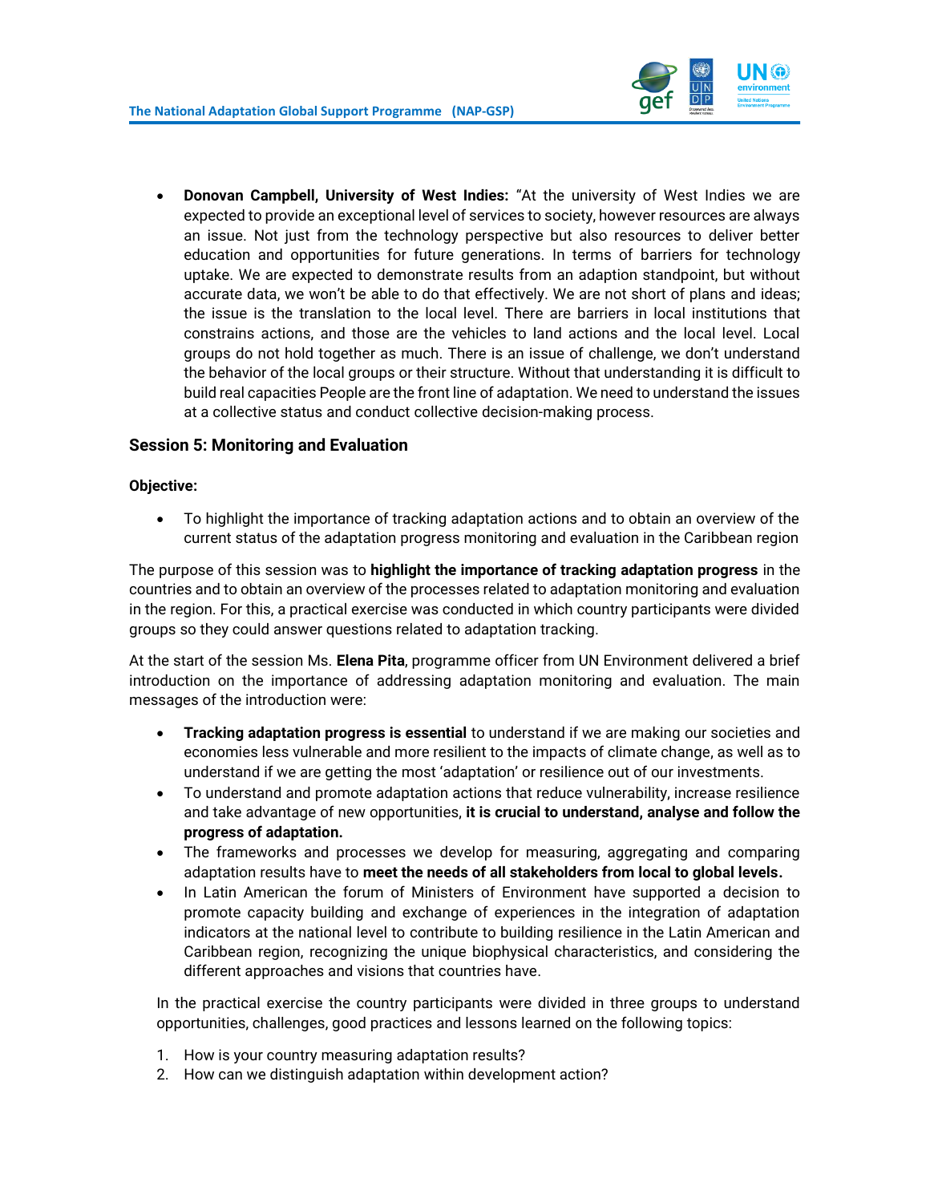- **Donovan Campbell, University of West Indies:** "At the university of West Indies we are expected to provide an exceptional level of services to society, however resources are always an issue. Not just from the technology perspective but also resources to deliver better education and opportunities for future generations. In terms of barriers for technology uptake. We are expected to demonstrate results from an adaption standpoint, but without accurate data, we won't be able to do that effectively. We are not short of plans and ideas; the issue is the translation to the local level. There are barriers in local institutions that constrains actions, and those are the vehicles to land actions and the local level. Local groups do not hold together as much. There is an issue of challenge, we don't understand the behavior of the local groups or their structure. Without that understanding it is difficult to build real capacities People are the front line of adaptation. We need to understand the issues at a collective status and conduct collective decision-making process.

### Session 5: Monitoring and Evaluation

**Objective:**

- To highlight the importance of tracking adaptation actions and to obtain an overview of the current status of the adaptation progress monitoring and evaluation in the Caribbean region

The purpose of this session was to **highlight the importance of tracking adaptation progress** in the countries and to obtain an overview of the processes related to adaptation monitoring and evaluation in the region. For this, a practical exercise was conducted in which country participants were divided groups so they could answer questions related to adaptation tracking.

At the start of the session Ms. **Elena Pita**, programme officer from UN Environment delivered a brief introduction on the importance of addressing adaptation monitoring and evaluation. The main messages of the introduction were:

- **Tracking adaptation progress is essential** to understand if we are making our societies and economies less vulnerable and more resilient to the impacts of climate change, as well as to understand if we are getting the most 'adaptation' or resilience out of our investments.
- To understand and promote adaptation actions that reduce vulnerability, increase resilience and take advantage of new opportunities, **it is crucial to understand, analyse and follow the progress of adaptation.**
- The frameworks and processes we develop for measuring, aggregating and comparing adaptation results have to **meet the needs of all stakeholders from local to global levels.**
- In Latin American the forum of Ministers of Environment have supported a decision to promote capacity building and exchange of experiences in the integration of adaptation indicators at the national level to contribute to building resilience in the Latin American and Caribbean region, recognizing the unique biophysical characteristics, and considering the different approaches and visions that countries have.

In the practical exercise the country participants were divided in three groups to understand opportunities, challenges, good practices and lessons learned on the following topics:

1. How is your country measuring adaptation results?
2. How can we distinguish adaptation within development action?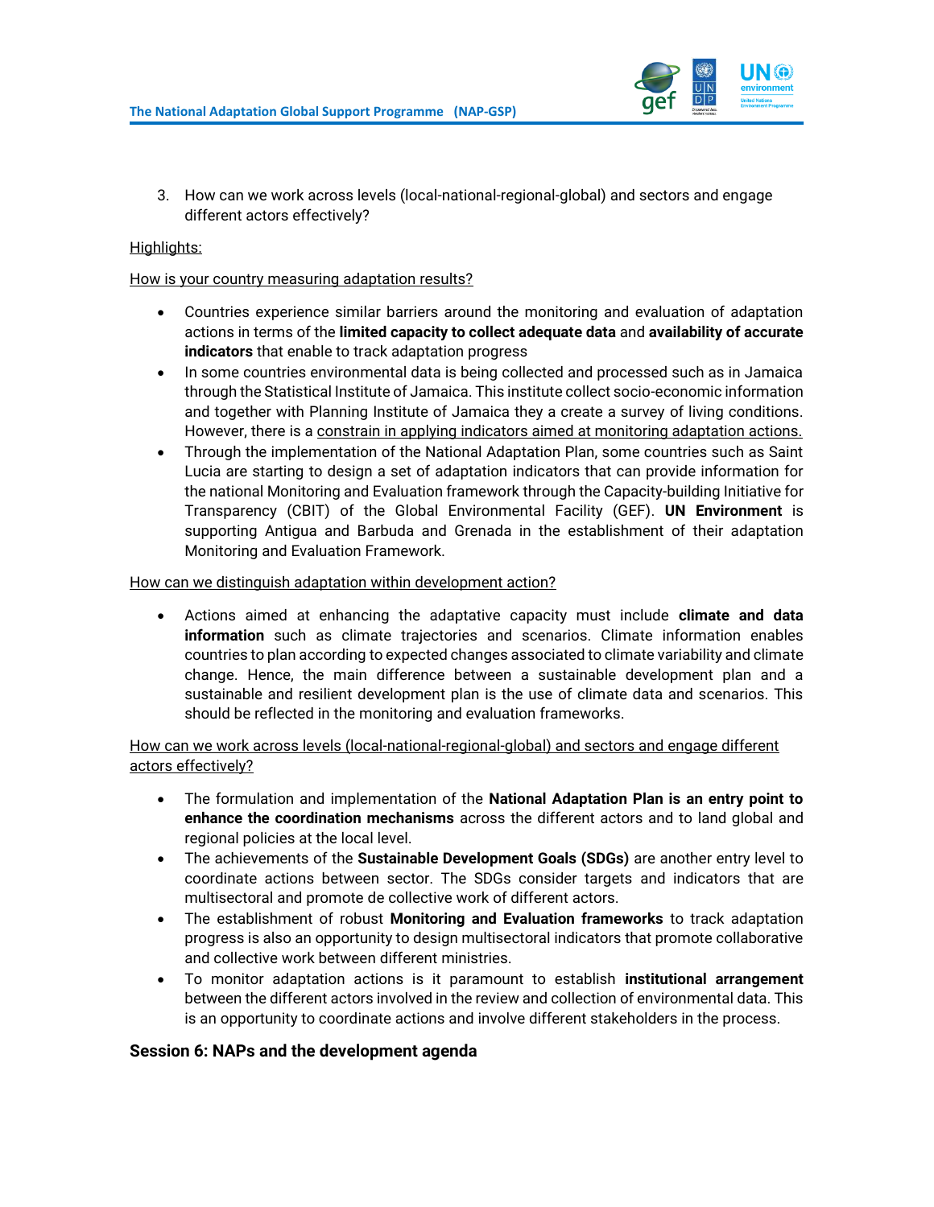3. How can we work across levels (local-national-regional-global) and sectors and engage different actors effectively?

Highlights:

How is your country measuring adaptation results?

- Countries experience similar barriers around the monitoring and evaluation of adaptation actions in terms of the **limited capacity to collect adequate data** and **availability of accurate indicators** that enable to track adaptation progress
- In some countries environmental data is being collected and processed such as in Jamaica through the Statistical Institute of Jamaica. This institute collect socio-economic information and together with Planning Institute of Jamaica they a create a survey of living conditions. However, there is a constrain in applying indicators aimed at monitoring adaptation actions.
- Through the implementation of the National Adaptation Plan, some countries such as Saint Lucia are starting to design a set of adaptation indicators that can provide information for the national Monitoring and Evaluation framework through the Capacity-building Initiative for Transparency (CBIT) of the Global Environmental Facility (GEF). **UN Environment** is supporting Antigua and Barbuda and Grenada in the establishment of their adaptation Monitoring and Evaluation Framework.

How can we distinguish adaptation within development action?

- Actions aimed at enhancing the adaptative capacity must include **climate and data information** such as climate trajectories and scenarios. Climate information enables countries to plan according to expected changes associated to climate variability and climate change. Hence, the main difference between a sustainable development plan and a sustainable and resilient development plan is the use of climate data and scenarios. This should be reflected in the monitoring and evaluation frameworks.

How can we work across levels (local-national-regional-global) and sectors and engage different actors effectively?

- The formulation and implementation of the **National Adaptation Plan is an entry point to enhance the coordination mechanisms** across the different actors and to land global and regional policies at the local level.
- The achievements of the **Sustainable Development Goals (SDGs)** are another entry level to coordinate actions between sector. The SDGs consider targets and indicators that are multisectoral and promote de collective work of different actors.
- The establishment of robust **Monitoring and Evaluation frameworks** to track adaptation progress is also an opportunity to design multisectoral indicators that promote collaborative and collective work between different ministries.
- To monitor adaptation actions is it paramount to establish **institutional arrangement** between the different actors involved in the review and collection of environmental data. This is an opportunity to coordinate actions and involve different stakeholders in the process.

### Session 6: NAPs and the development agenda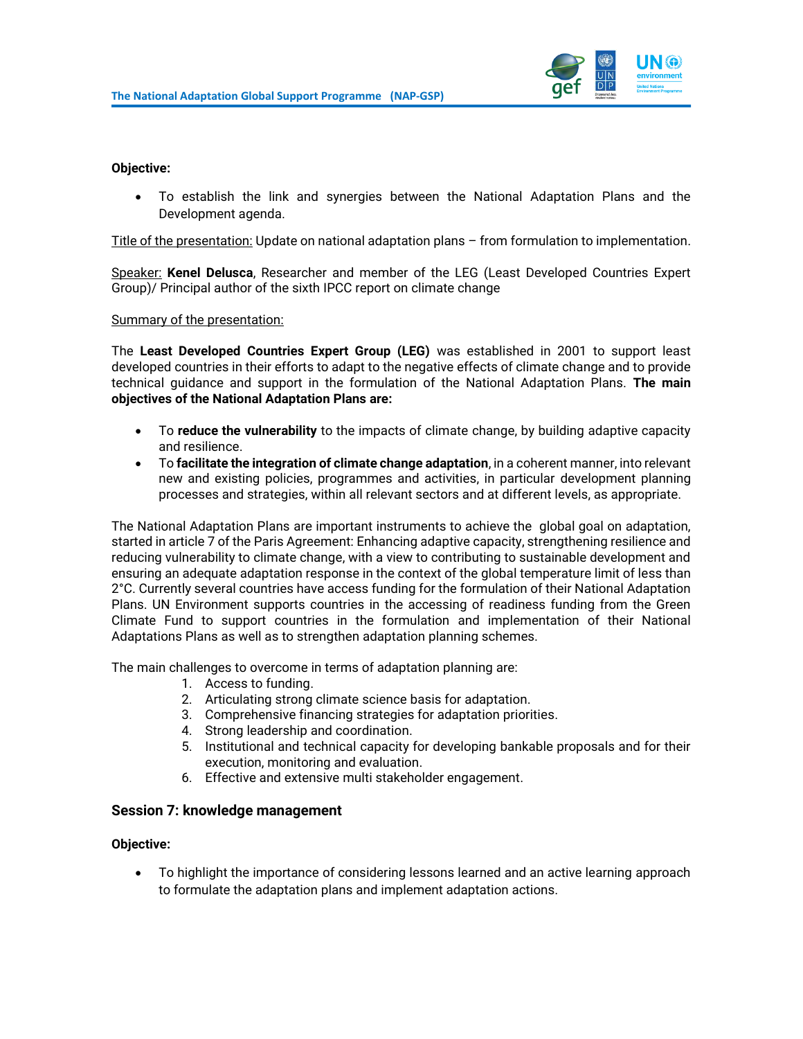**Objective:**

- To establish the link and synergies between the National Adaptation Plans and the Development agenda.

Title of the presentation: Update on national adaptation plans – from formulation to implementation.

Speaker: **Kenel Delusca**, Researcher and member of the LEG (Least Developed Countries Expert Group)/ Principal author of the sixth IPCC report on climate change

Summary of the presentation:

The **Least Developed Countries Expert Group (LEG)** was established in 2001 to support least developed countries in their efforts to adapt to the negative effects of climate change and to provide technical guidance and support in the formulation of the National Adaptation Plans. **The main objectives of the National Adaptation Plans are:**

- To **reduce the vulnerability** to the impacts of climate change, by building adaptive capacity and resilience.
- To **facilitate the integration of climate change adaptation**, in a coherent manner, into relevant new and existing policies, programmes and activities, in particular development planning processes and strategies, within all relevant sectors and at different levels, as appropriate.

The National Adaptation Plans are important instruments to achieve the global goal on adaptation, started in article 7 of the Paris Agreement: Enhancing adaptive capacity, strengthening resilience and reducing vulnerability to climate change, with a view to contributing to sustainable development and ensuring an adequate adaptation response in the context of the global temperature limit of less than 2°C. Currently several countries have access funding for the formulation of their National Adaptation Plans. UN Environment supports countries in the accessing of readiness funding from the Green Climate Fund to support countries in the formulation and implementation of their National Adaptations Plans as well as to strengthen adaptation planning schemes.

The main challenges to overcome in terms of adaptation planning are:

1. Access to funding.
2. Articulating strong climate science basis for adaptation.
3. Comprehensive financing strategies for adaptation priorities.
4. Strong leadership and coordination.
5. Institutional and technical capacity for developing bankable proposals and for their execution, monitoring and evaluation.
6. Effective and extensive multi stakeholder engagement.

### Session 7: knowledge management

**Objective:**

- To highlight the importance of considering lessons learned and an active learning approach to formulate the adaptation plans and implement adaptation actions.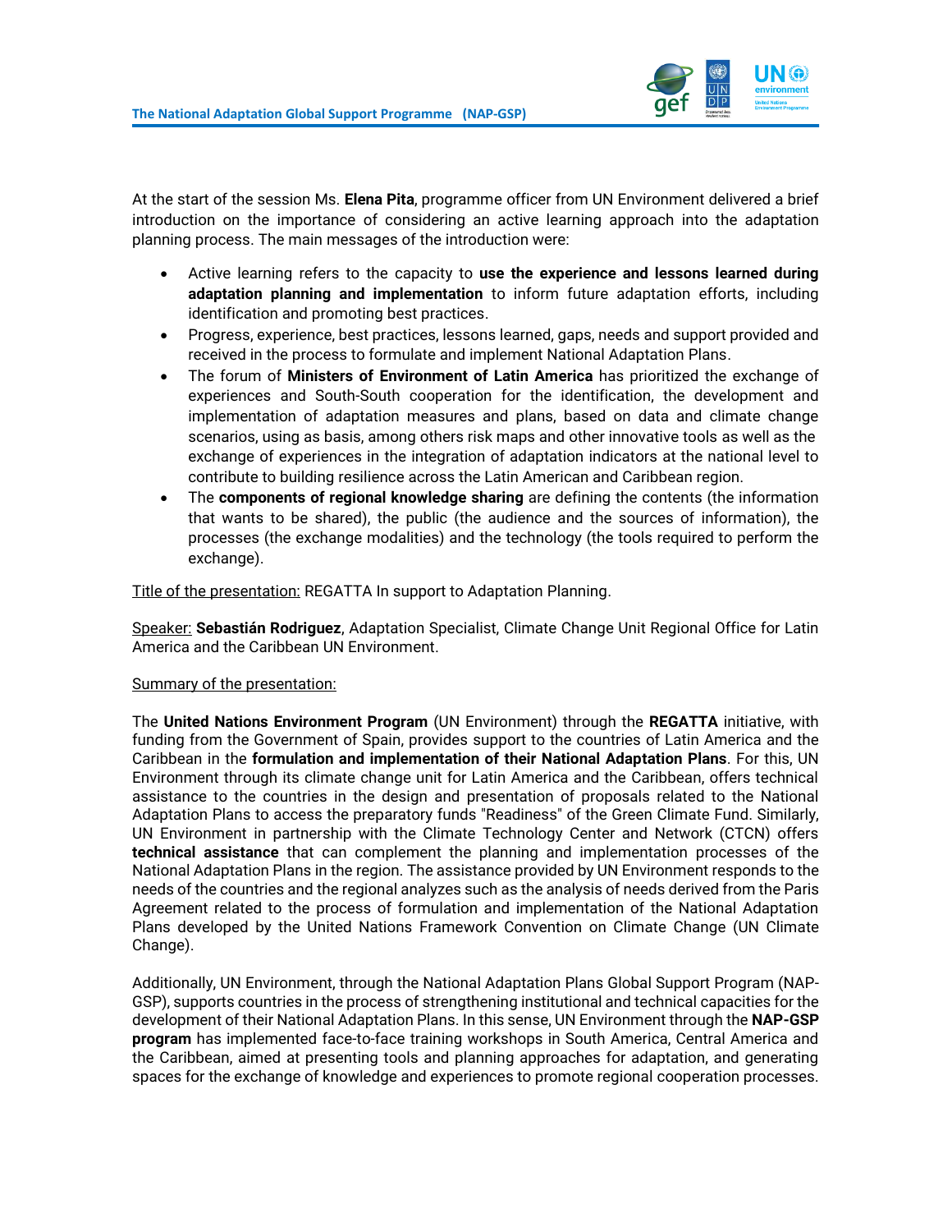At the start of the session Ms. **Elena Pita**, programme officer from UN Environment delivered a brief introduction on the importance of considering an active learning approach into the adaptation planning process. The main messages of the introduction were:

- Active learning refers to the capacity to **use the experience and lessons learned during adaptation planning and implementation** to inform future adaptation efforts, including identification and promoting best practices.
- Progress, experience, best practices, lessons learned, gaps, needs and support provided and received in the process to formulate and implement National Adaptation Plans.
- The forum of **Ministers of Environment of Latin America** has prioritized the exchange of experiences and South-South cooperation for the identification, the development and implementation of adaptation measures and plans, based on data and climate change scenarios, using as basis, among others risk maps and other innovative tools as well as the exchange of experiences in the integration of adaptation indicators at the national level to contribute to building resilience across the Latin American and Caribbean region.
- The **components of regional knowledge sharing** are defining the contents (the information that wants to be shared), the public (the audience and the sources of information), the processes (the exchange modalities) and the technology (the tools required to perform the exchange).

Title of the presentation: REGATTA In support to Adaptation Planning.

Speaker: **Sebastián Rodriguez**, Adaptation Specialist, Climate Change Unit Regional Office for Latin America and the Caribbean UN Environment.

Summary of the presentation:

The **United Nations Environment Program** (UN Environment) through the **REGATTA** initiative, with funding from the Government of Spain, provides support to the countries of Latin America and the Caribbean in the **formulation and implementation of their National Adaptation Plans**. For this, UN Environment through its climate change unit for Latin America and the Caribbean, offers technical assistance to the countries in the design and presentation of proposals related to the National Adaptation Plans to access the preparatory funds "Readiness" of the Green Climate Fund. Similarly, UN Environment in partnership with the Climate Technology Center and Network (CTCN) offers **technical assistance** that can complement the planning and implementation processes of the National Adaptation Plans in the region. The assistance provided by UN Environment responds to the needs of the countries and the regional analyzes such as the analysis of needs derived from the Paris Agreement related to the process of formulation and implementation of the National Adaptation Plans developed by the United Nations Framework Convention on Climate Change (UN Climate Change).

Additionally, UN Environment, through the National Adaptation Plans Global Support Program (NAP-GSP), supports countries in the process of strengthening institutional and technical capacities for the development of their National Adaptation Plans. In this sense, UN Environment through the **NAP-GSP program** has implemented face-to-face training workshops in South America, Central America and the Caribbean, aimed at presenting tools and planning approaches for adaptation, and generating spaces for the exchange of knowledge and experiences to promote regional cooperation processes.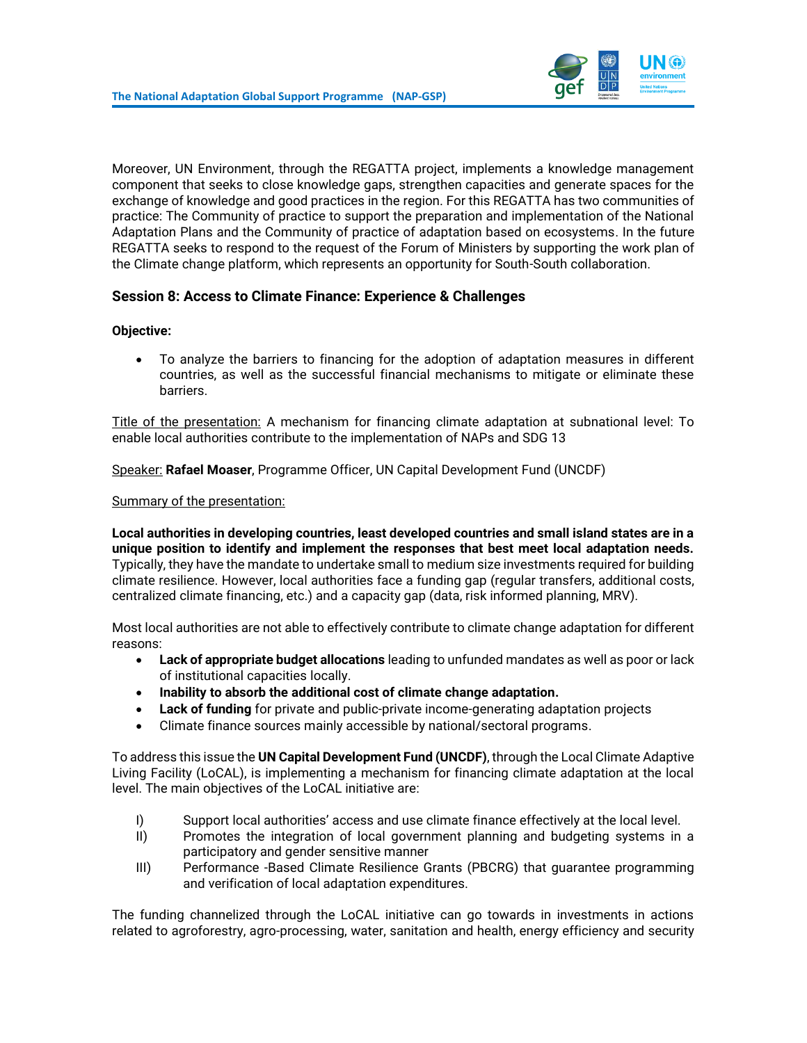Moreover, UN Environment, through the REGATTA project, implements a knowledge management component that seeks to close knowledge gaps, strengthen capacities and generate spaces for the exchange of knowledge and good practices in the region. For this REGATTA has two communities of practice: The Community of practice to support the preparation and implementation of the National Adaptation Plans and the Community of practice of adaptation based on ecosystems. In the future REGATTA seeks to respond to the request of the Forum of Ministers by supporting the work plan of the Climate change platform, which represents an opportunity for South-South collaboration.

### Session 8: Access to Climate Finance: Experience & Challenges

**Objective:**

- To analyze the barriers to financing for the adoption of adaptation measures in different countries, as well as the successful financial mechanisms to mitigate or eliminate these barriers.

Title of the presentation: A mechanism for financing climate adaptation at subnational level: To enable local authorities contribute to the implementation of NAPs and SDG 13

Speaker: **Rafael Moaser**, Programme Officer, UN Capital Development Fund (UNCDF)

Summary of the presentation:

**Local authorities in developing countries, least developed countries and small island states are in a unique position to identify and implement the responses that best meet local adaptation needs.** Typically, they have the mandate to undertake small to medium size investments required for building climate resilience. However, local authorities face a funding gap (regular transfers, additional costs, centralized climate financing, etc.) and a capacity gap (data, risk informed planning, MRV).

Most local authorities are not able to effectively contribute to climate change adaptation for different reasons:

- **Lack of appropriate budget allocations** leading to unfunded mandates as well as poor or lack of institutional capacities locally.
- **Inability to absorb the additional cost of climate change adaptation.**
- **Lack of funding** for private and public-private income-generating adaptation projects
- Climate finance sources mainly accessible by national/sectoral programs.

To address this issue the **UN Capital Development Fund (UNCDF)**, through the Local Climate Adaptive Living Facility (LoCAL), is implementing a mechanism for financing climate adaptation at the local level. The main objectives of the LoCAL initiative are:

I) Support local authorities' access and use climate finance effectively at the local level.
II) Promotes the integration of local government planning and budgeting systems in a participatory and gender sensitive manner
III) Performance -Based Climate Resilience Grants (PBCRG) that guarantee programming and verification of local adaptation expenditures.

The funding channelized through the LoCAL initiative can go towards in investments in actions related to agroforestry, agro-processing, water, sanitation and health, energy efficiency and security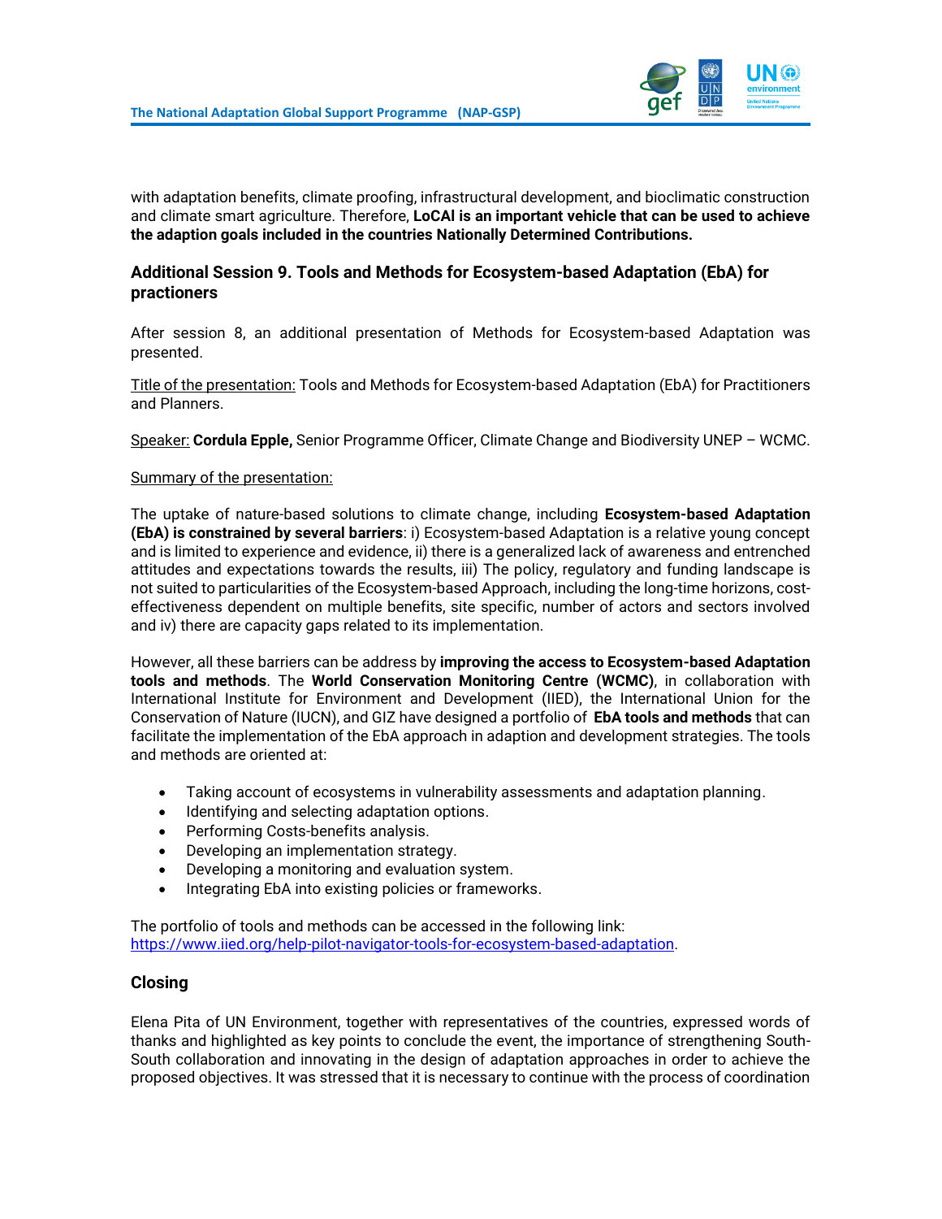with adaptation benefits, climate proofing, infrastructural development, and bioclimatic construction and climate smart agriculture. Therefore, **LoCAI is an important vehicle that can be used to achieve the adaption goals included in the countries Nationally Determined Contributions.**

### Additional Session 9. Tools and Methods for Ecosystem-based Adaptation (EbA) for practioners

After session 8, an additional presentation of Methods for Ecosystem-based Adaptation was presented.

Title of the presentation: Tools and Methods for Ecosystem-based Adaptation (EbA) for Practitioners and Planners.

Speaker: **Cordula Epple,** Senior Programme Officer, Climate Change and Biodiversity UNEP – WCMC.

Summary of the presentation:

The uptake of nature-based solutions to climate change, including **Ecosystem-based Adaptation (EbA) is constrained by several barriers**: i) Ecosystem-based Adaptation is a relative young concept and is limited to experience and evidence, ii) there is a generalized lack of awareness and entrenched attitudes and expectations towards the results, iii) The policy, regulatory and funding landscape is not suited to particularities of the Ecosystem-based Approach, including the long-time horizons, cost-effectiveness dependent on multiple benefits, site specific, number of actors and sectors involved and iv) there are capacity gaps related to its implementation.

However, all these barriers can be address by **improving the access to Ecosystem-based Adaptation tools and methods**. The **World Conservation Monitoring Centre (WCMC)**, in collaboration with International Institute for Environment and Development (IIED), the International Union for the Conservation of Nature (IUCN), and GIZ have designed a portfolio of **EbA tools and methods** that can facilitate the implementation of the EbA approach in adaption and development strategies. The tools and methods are oriented at:

- Taking account of ecosystems in vulnerability assessments and adaptation planning.
- Identifying and selecting adaptation options.
- Performing Costs-benefits analysis.
- Developing an implementation strategy.
- Developing a monitoring and evaluation system.
- Integrating EbA into existing policies or frameworks.

The portfolio of tools and methods can be accessed in the following link: https://www.iied.org/help-pilot-navigator-tools-for-ecosystem-based-adaptation.

### Closing

Elena Pita of UN Environment, together with representatives of the countries, expressed words of thanks and highlighted as key points to conclude the event, the importance of strengthening South-South collaboration and innovating in the design of adaptation approaches in order to achieve the proposed objectives. It was stressed that it is necessary to continue with the process of coordination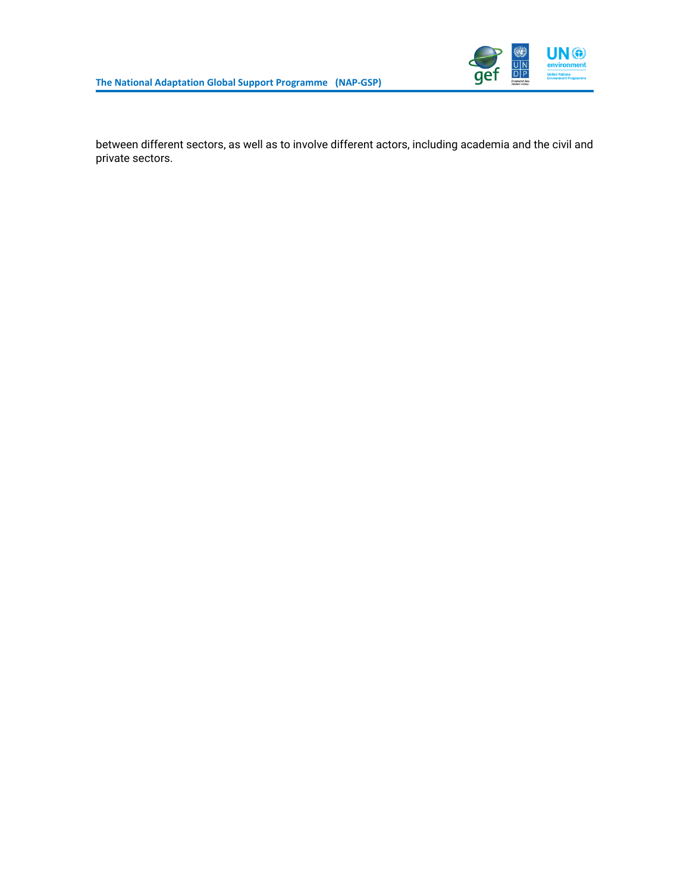between different sectors, as well as to involve different actors, including academia and the civil and private sectors.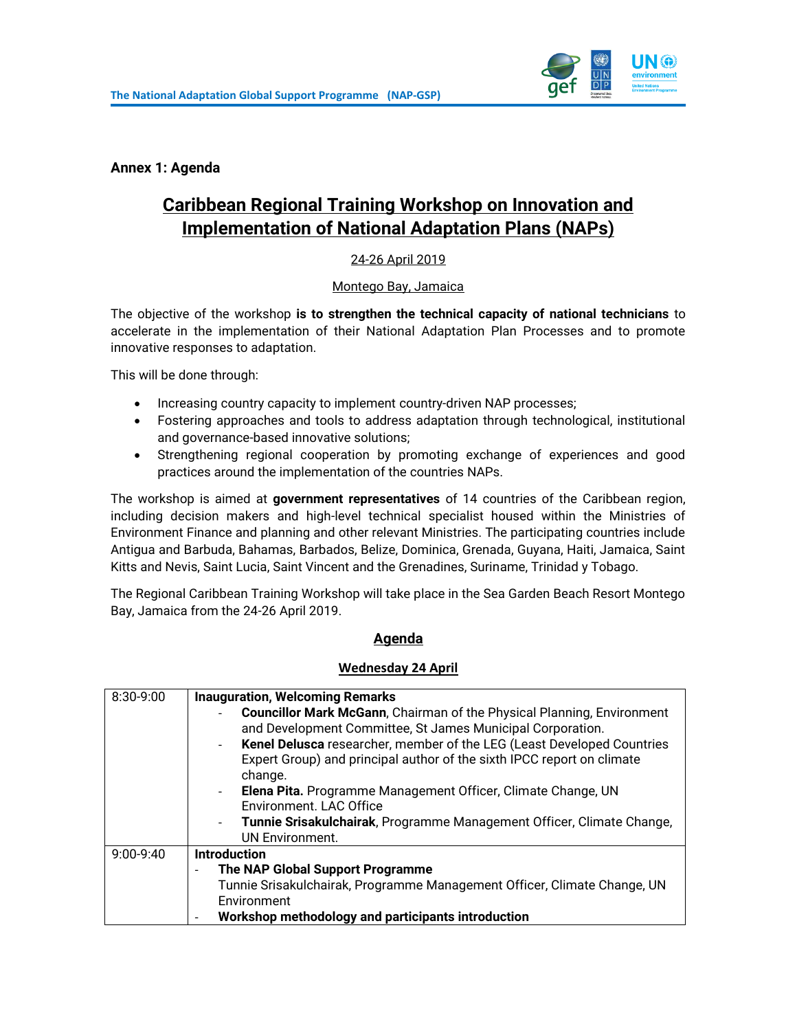**Annex 1: Agenda**

# Caribbean Regional Training Workshop on Innovation and Implementation of National Adaptation Plans (NAPs)

24-26 April 2019

Montego Bay, Jamaica

The objective of the workshop **is to strengthen the technical capacity of national technicians** to accelerate in the implementation of their National Adaptation Plan Processes and to promote innovative responses to adaptation.

This will be done through:

- Increasing country capacity to implement country-driven NAP processes;
- Fostering approaches and tools to address adaptation through technological, institutional and governance-based innovative solutions;
- Strengthening regional cooperation by promoting exchange of experiences and good practices around the implementation of the countries NAPs.

The workshop is aimed at **government representatives** of 14 countries of the Caribbean region, including decision makers and high-level technical specialist housed within the Ministries of Environment Finance and planning and other relevant Ministries. The participating countries include Antigua and Barbuda, Bahamas, Barbados, Belize, Dominica, Grenada, Guyana, Haiti, Jamaica, Saint Kitts and Nevis, Saint Lucia, Saint Vincent and the Grenadines, Suriname, Trinidad y Tobago.

The Regional Caribbean Training Workshop will take place in the Sea Garden Beach Resort Montego Bay, Jamaica from the 24-26 April 2019.

## Agenda

### Wednesday 24 April

| | |
|---|---|
| 8:30-9:00 | **Inauguration, Welcoming Remarks**<br>- **Councillor Mark McGann**, Chairman of the Physical Planning, Environment and Development Committee, St James Municipal Corporation.<br>- **Kenel Delusca** researcher, member of the LEG (Least Developed Countries Expert Group) and principal author of the sixth IPCC report on climate change.<br>- **Elena Pita.** Programme Management Officer, Climate Change, UN Environment. LAC Office<br>- **Tunnie Srisakulchairak**, Programme Management Officer, Climate Change, UN Environment. |
| 9:00-9:40 | **Introduction**<br>- **The NAP Global Support Programme**<br>Tunnie Srisakulchairak, Programme Management Officer, Climate Change, UN Environment<br>- **Workshop methodology and participants introduction** |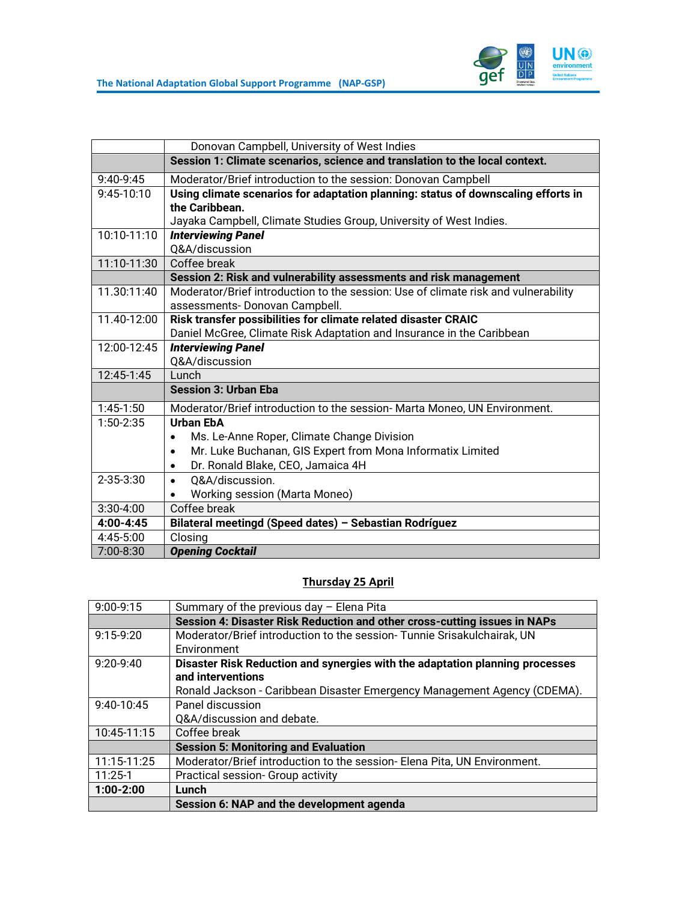| | |
|---|---|
| | Donovan Campbell, University of West Indies |
| | **Session 1: Climate scenarios, science and translation to the local context.** |
| 9:40-9:45 | Moderator/Brief introduction to the session: Donovan Campbell |
| 9:45-10:10 | **Using climate scenarios for adaptation planning: status of downscaling efforts in the Caribbean.** Jayaka Campbell, Climate Studies Group, University of West Indies. |
| 10:10-11:10 | ***Interviewing Panel*** Q&A/discussion |
| 11:10-11:30 | Coffee break |
| | **Session 2: Risk and vulnerability assessments and risk management** |
| 11.30:11:40 | Moderator/Brief introduction to the session: Use of climate risk and vulnerability assessments- Donovan Campbell. |
| 11.40-12:00 | **Risk transfer possibilities for climate related disaster CRAIC** Daniel McGree, Climate Risk Adaptation and Insurance in the Caribbean |
| 12:00-12:45 | ***Interviewing Panel*** Q&A/discussion |
| 12:45-1:45 | Lunch |
| | **Session 3: Urban Eba** |
| 1:45-1:50 | Moderator/Brief introduction to the session- Marta Moneo, UN Environment. |
| 1:50-2:35 | **Urban EbA** <br>• Ms. Le-Anne Roper, Climate Change Division <br>• Mr. Luke Buchanan, GIS Expert from Mona Informatix Limited <br>• Dr. Ronald Blake, CEO, Jamaica 4H |
| 2-35-3:30 | • Q&A/discussion. <br>• Working session (Marta Moneo) |
| 3:30-4:00 | Coffee break |
| **4:00-4:45** | **Bilateral meetingd (Speed dates) – Sebastian Rodríguez** |
| 4:45-5:00 | Closing |
| 7:00-8:30 | ***Opening Cocktail*** |

## Thursday 25 April

| | |
|---|---|
| 9:00-9:15 | Summary of the previous day – Elena Pita |
| | **Session 4: Disaster Risk Reduction and other cross-cutting issues in NAPs** |
| 9:15-9:20 | Moderator/Brief introduction to the session- Tunnie Srisakulchairak, UN Environment |
| 9:20-9:40 | **Disaster Risk Reduction and synergies with the adaptation planning processes and interventions** Ronald Jackson - Caribbean Disaster Emergency Management Agency (CDEMA). |
| 9:40-10:45 | Panel discussion Q&A/discussion and debate. |
| 10:45-11:15 | Coffee break |
| | **Session 5: Monitoring and Evaluation** |
| 11:15-11:25 | Moderator/Brief introduction to the session- Elena Pita, UN Environment. |
| 11:25-1 | Practical session- Group activity |
| **1:00-2:00** | **Lunch** |
| | **Session 6: NAP and the development agenda** |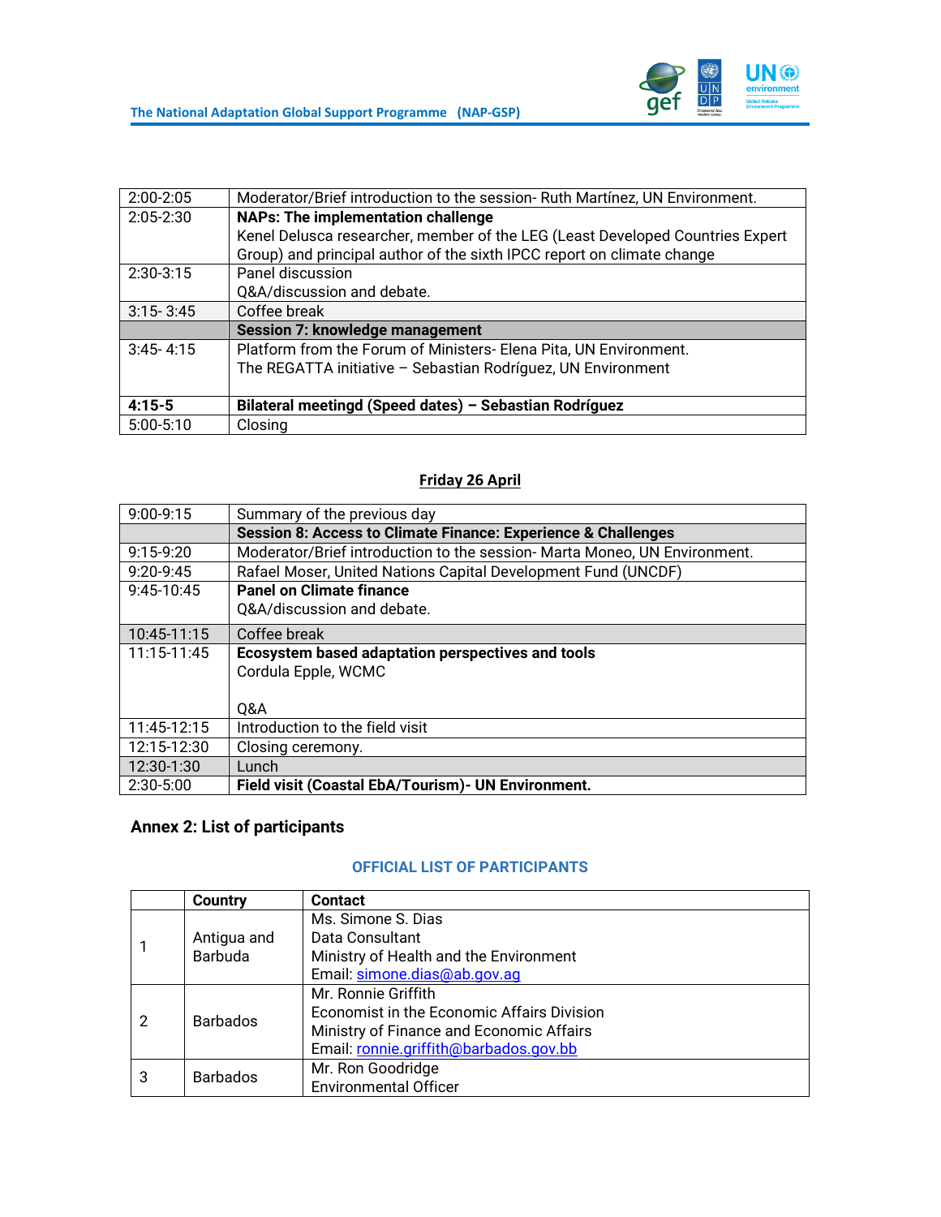| | |
|---|---|
| 2:00-2:05 | Moderator/Brief introduction to the session- Ruth Martínez, UN Environment. |
| 2:05-2:30 | **NAPs: The implementation challenge**<br>Kenel Delusca researcher, member of the LEG (Least Developed Countries Expert Group) and principal author of the sixth IPCC report on climate change |
| 2:30-3:15 | Panel discussion<br>Q&A/discussion and debate. |
| 3:15- 3:45 | Coffee break |
| | **Session 7: knowledge management** |
| 3:45- 4:15 | Platform from the Forum of Ministers- Elena Pita, UN Environment.<br>The REGATTA initiative – Sebastian Rodríguez, UN Environment |
| **4:15-5** | **Bilateral meetingd (Speed dates) – Sebastian Rodríguez** |
| 5:00-5:10 | Closing |

**Friday 26 April**

| | |
|---|---|
| 9:00-9:15 | Summary of the previous day |
| | **Session 8: Access to Climate Finance: Experience & Challenges** |
| 9:15-9:20 | Moderator/Brief introduction to the session- Marta Moneo, UN Environment. |
| 9:20-9:45 | Rafael Moser, United Nations Capital Development Fund (UNCDF) |
| 9:45-10:45 | **Panel on Climate finance**<br>Q&A/discussion and debate. |
| 10:45-11:15 | Coffee break |
| 11:15-11:45 | **Ecosystem based adaptation perspectives and tools**<br>Cordula Epple, WCMC<br><br>Q&A |
| 11:45-12:15 | Introduction to the field visit |
| 12:15-12:30 | Closing ceremony. |
| 12:30-1:30 | Lunch |
| 2:30-5:00 | **Field visit (Coastal EbA/Tourism)- UN Environment.** |

## Annex 2: List of participants

### OFFICIAL LIST OF PARTICIPANTS

| | Country | Contact |
|---|---|---|
| 1 | Antigua and Barbuda | Ms. Simone S. Dias<br>Data Consultant<br>Ministry of Health and the Environment<br>Email: simone.dias@ab.gov.ag |
| 2 | Barbados | Mr. Ronnie Griffith<br>Economist in the Economic Affairs Division<br>Ministry of Finance and Economic Affairs<br>Email: ronnie.griffith@barbados.gov.bb |
| 3 | Barbados | Mr. Ron Goodridge<br>Environmental Officer |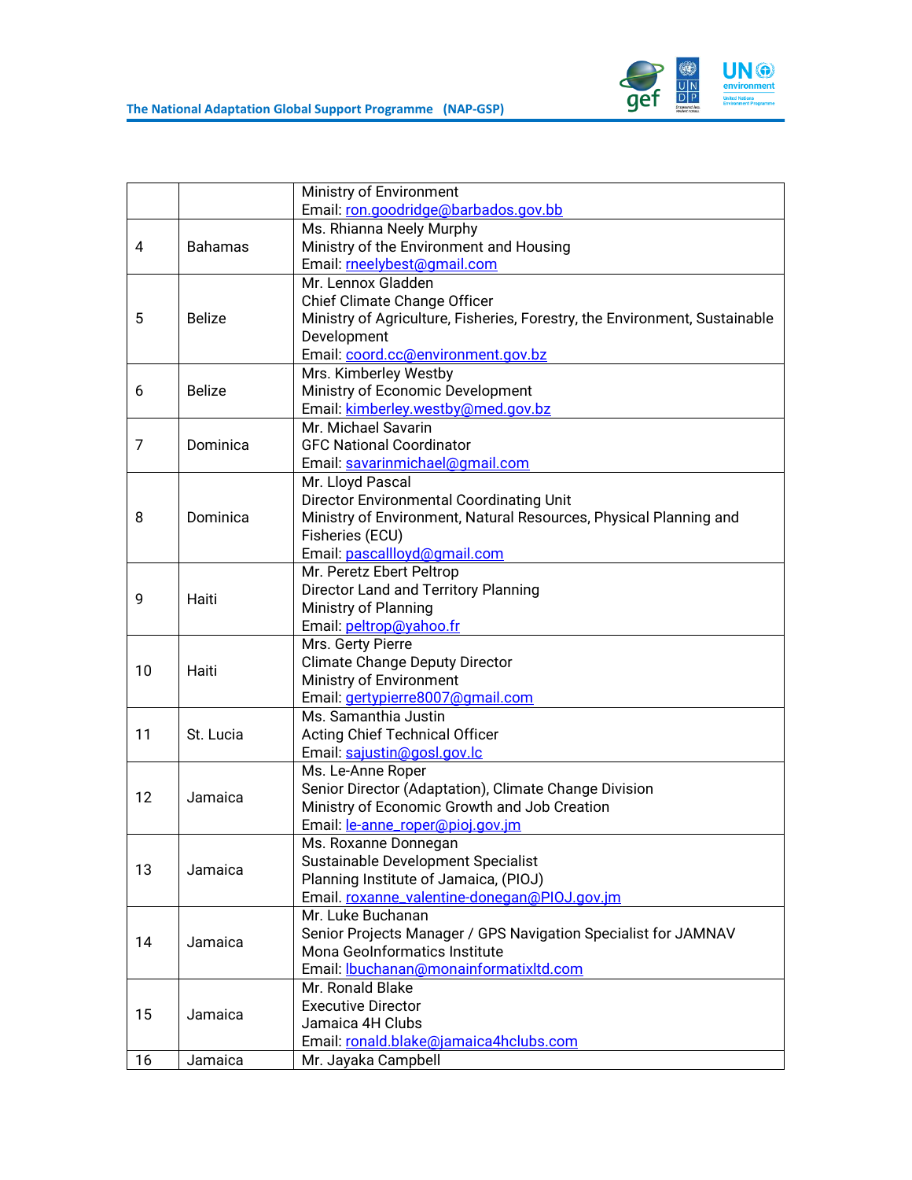| | | |
|---|---|---|
| | | Ministry of Environment<br>Email: ron.goodridge@barbados.gov.bb |
| 4 | Bahamas | Ms. Rhianna Neely Murphy<br>Ministry of the Environment and Housing<br>Email: rneelybest@gmail.com |
| 5 | Belize | Mr. Lennox Gladden<br>Chief Climate Change Officer<br>Ministry of Agriculture, Fisheries, Forestry, the Environment, Sustainable Development<br>Email: coord.cc@environment.gov.bz |
| 6 | Belize | Mrs. Kimberley Westby<br>Ministry of Economic Development<br>Email: kimberley.westby@med.gov.bz |
| 7 | Dominica | Mr. Michael Savarin<br>GFC National Coordinator<br>Email: savarinmichael@gmail.com |
| 8 | Dominica | Mr. Lloyd Pascal<br>Director Environmental Coordinating Unit<br>Ministry of Environment, Natural Resources, Physical Planning and Fisheries (ECU)<br>Email: pascallloyd@gmail.com |
| 9 | Haiti | Mr. Peretz Ebert Peltrop<br>Director Land and Territory Planning<br>Ministry of Planning<br>Email: peltrop@yahoo.fr |
| 10 | Haiti | Mrs. Gerty Pierre<br>Climate Change Deputy Director<br>Ministry of Environment<br>Email: gertypierre8007@gmail.com |
| 11 | St. Lucia | Ms. Samanthia Justin<br>Acting Chief Technical Officer<br>Email: sajustin@gosl.gov.lc |
| 12 | Jamaica | Ms. Le-Anne Roper<br>Senior Director (Adaptation), Climate Change Division<br>Ministry of Economic Growth and Job Creation<br>Email: le-anne_roper@pioj.gov.jm |
| 13 | Jamaica | Ms. Roxanne Donnegan<br>Sustainable Development Specialist<br>Planning Institute of Jamaica, (PIOJ)<br>Email. roxanne_valentine-donegan@PIOJ.gov.jm |
| 14 | Jamaica | Mr. Luke Buchanan<br>Senior Projects Manager / GPS Navigation Specialist for JAMNAV<br>Mona GeoInformatics Institute<br>Email: lbuchanan@monainformatixltd.com |
| 15 | Jamaica | Mr. Ronald Blake<br>Executive Director<br>Jamaica 4H Clubs<br>Email: ronald.blake@jamaica4hclubs.com |
| 16 | Jamaica | Mr. Jayaka Campbell |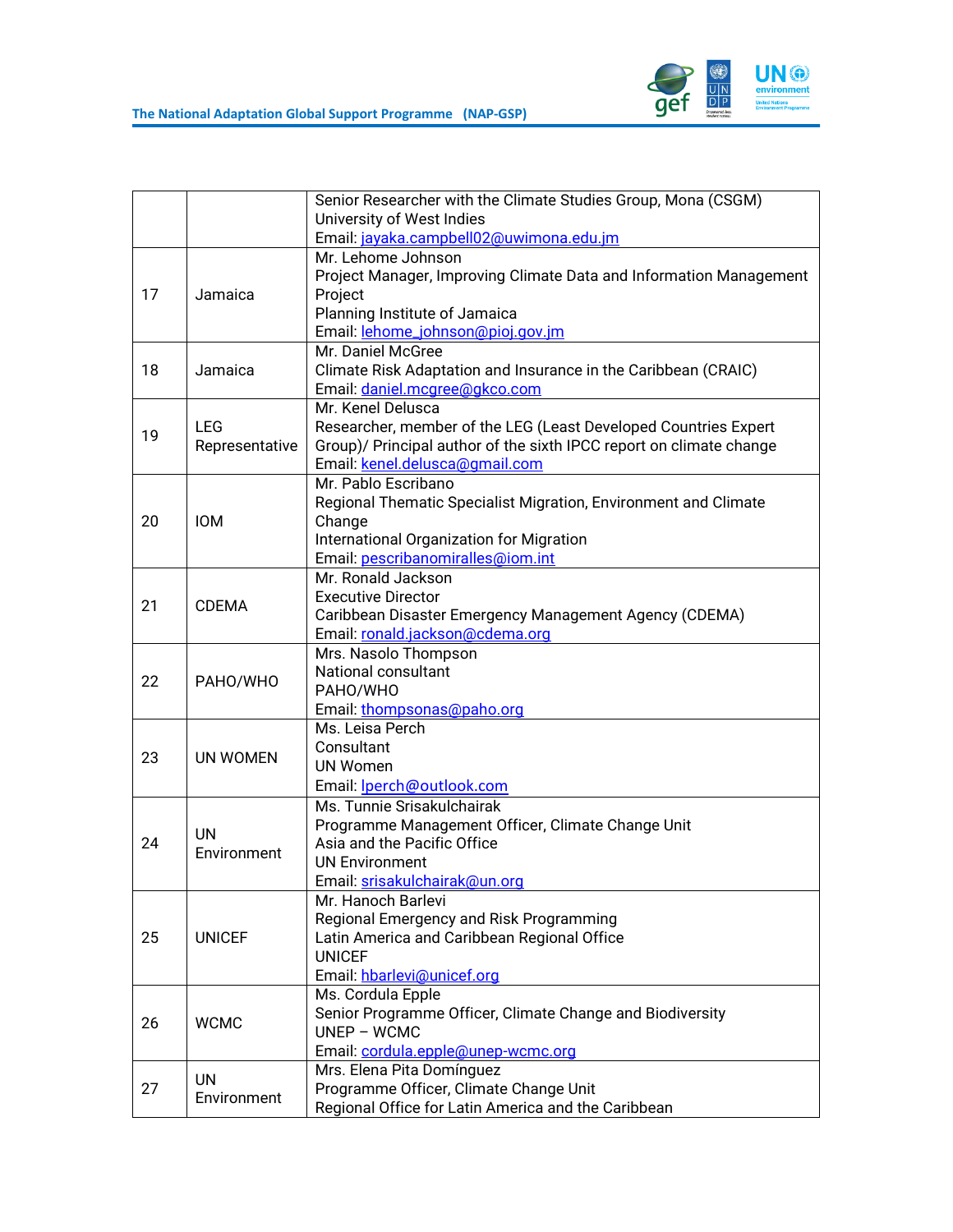| | | |
|---|---|---|
| | | Senior Researcher with the Climate Studies Group, Mona (CSGM)<br>University of West Indies<br>Email: jayaka.campbell02@uwimona.edu.jm |
| 17 | Jamaica | Mr. Lehome Johnson<br>Project Manager, Improving Climate Data and Information Management Project<br>Planning Institute of Jamaica<br>Email: lehome_johnson@pioj.gov.jm |
| 18 | Jamaica | Mr. Daniel McGree<br>Climate Risk Adaptation and Insurance in the Caribbean (CRAIC)<br>Email: daniel.mcgree@gkco.com |
| 19 | LEG Representative | Mr. Kenel Delusca<br>Researcher, member of the LEG (Least Developed Countries Expert Group)/ Principal author of the sixth IPCC report on climate change<br>Email: kenel.delusca@gmail.com |
| 20 | IOM | Mr. Pablo Escribano<br>Regional Thematic Specialist Migration, Environment and Climate Change<br>International Organization for Migration<br>Email: pescribanomiralles@iom.int |
| 21 | CDEMA | Mr. Ronald Jackson<br>Executive Director<br>Caribbean Disaster Emergency Management Agency (CDEMA)<br>Email: ronald.jackson@cdema.org |
| 22 | PAHO/WHO | Mrs. Nasolo Thompson<br>National consultant<br>PAHO/WHO<br>Email: thompsonas@paho.org |
| 23 | UN WOMEN | Ms. Leisa Perch<br>Consultant<br>UN Women<br>Email: lperch@outlook.com |
| 24 | UN Environment | Ms. Tunnie Srisakulchairak<br>Programme Management Officer, Climate Change Unit<br>Asia and the Pacific Office<br>UN Environment<br>Email: srisakulchairak@un.org |
| 25 | UNICEF | Mr. Hanoch Barlevi<br>Regional Emergency and Risk Programming<br>Latin America and Caribbean Regional Office<br>UNICEF<br>Email: hbarlevi@unicef.org |
| 26 | WCMC | Ms. Cordula Epple<br>Senior Programme Officer, Climate Change and Biodiversity<br>UNEP – WCMC<br>Email: cordula.epple@unep-wcmc.org |
| 27 | UN Environment | Mrs. Elena Pita Domínguez<br>Programme Officer, Climate Change Unit<br>Regional Office for Latin America and the Caribbean |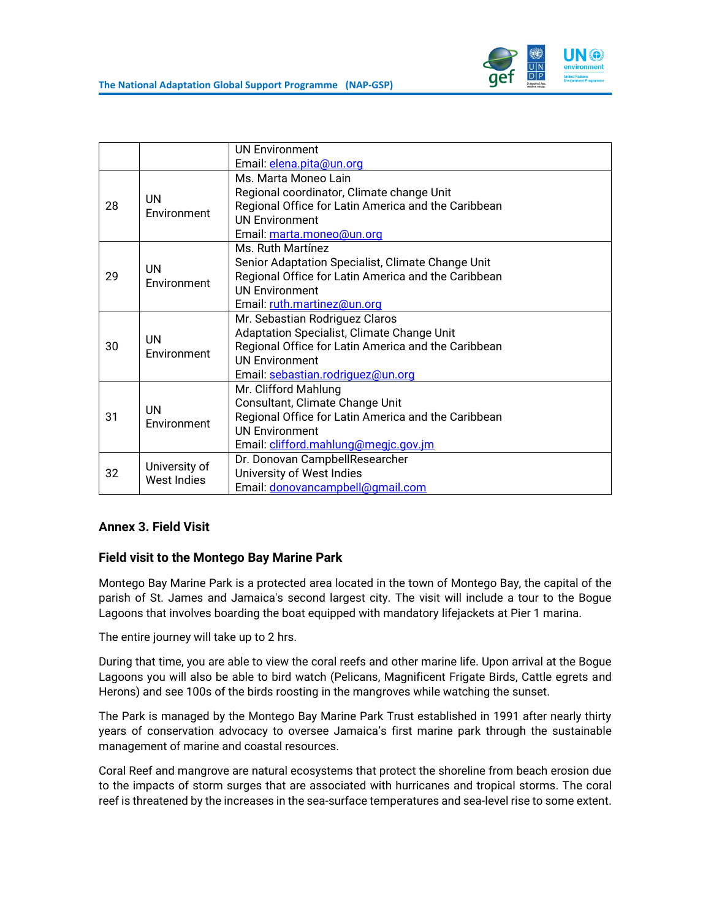| | | |
|---|---|---|
| | | UN Environment<br>Email: elena.pita@un.org |
| 28 | UN Environment | Ms. Marta Moneo Lain<br>Regional coordinator, Climate change Unit<br>Regional Office for Latin America and the Caribbean<br>UN Environment<br>Email: marta.moneo@un.org |
| 29 | UN Environment | Ms. Ruth Martínez<br>Senior Adaptation Specialist, Climate Change Unit<br>Regional Office for Latin America and the Caribbean<br>UN Environment<br>Email: ruth.martinez@un.org |
| 30 | UN Environment | Mr. Sebastian Rodriguez Claros<br>Adaptation Specialist, Climate Change Unit<br>Regional Office for Latin America and the Caribbean<br>UN Environment<br>Email: sebastian.rodriguez@un.org |
| 31 | UN Environment | Mr. Clifford Mahlung<br>Consultant, Climate Change Unit<br>Regional Office for Latin America and the Caribbean<br>UN Environment<br>Email: clifford.mahlung@megjc.gov.jm |
| 32 | University of West Indies | Dr. Donovan CampbellResearcher<br>University of West Indies<br>Email: donovancampbell@gmail.com |

## Annex 3. Field Visit

### Field visit to the Montego Bay Marine Park

Montego Bay Marine Park is a protected area located in the town of Montego Bay, the capital of the parish of St. James and Jamaica's second largest city. The visit will include a tour to the Bogue Lagoons that involves boarding the boat equipped with mandatory lifejackets at Pier 1 marina.

The entire journey will take up to 2 hrs.

During that time, you are able to view the coral reefs and other marine life. Upon arrival at the Bogue Lagoons you will also be able to bird watch (Pelicans, Magnificent Frigate Birds, Cattle egrets and Herons) and see 100s of the birds roosting in the mangroves while watching the sunset.

The Park is managed by the Montego Bay Marine Park Trust established in 1991 after nearly thirty years of conservation advocacy to oversee Jamaica's first marine park through the sustainable management of marine and coastal resources.

Coral Reef and mangrove are natural ecosystems that protect the shoreline from beach erosion due to the impacts of storm surges that are associated with hurricanes and tropical storms. The coral reef is threatened by the increases in the sea-surface temperatures and sea-level rise to some extent.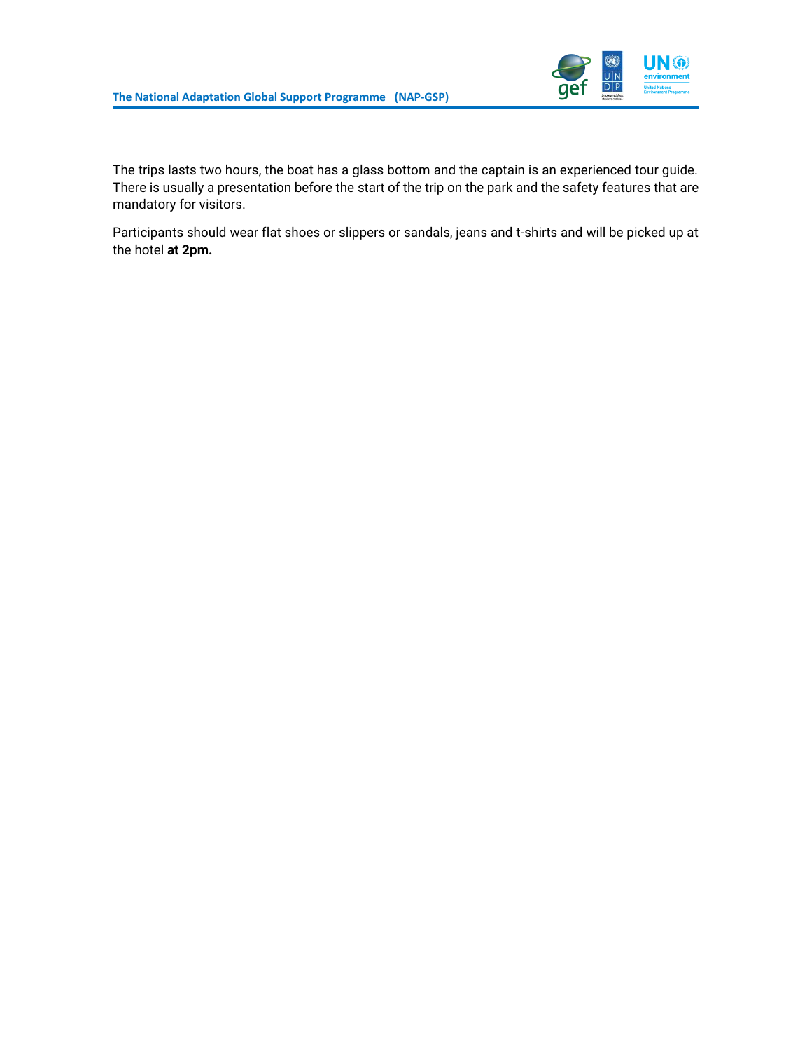The trips lasts two hours, the boat has a glass bottom and the captain is an experienced tour guide. There is usually a presentation before the start of the trip on the park and the safety features that are mandatory for visitors.

Participants should wear flat shoes or slippers or sandals, jeans and t-shirts and will be picked up at the hotel **at 2pm.**